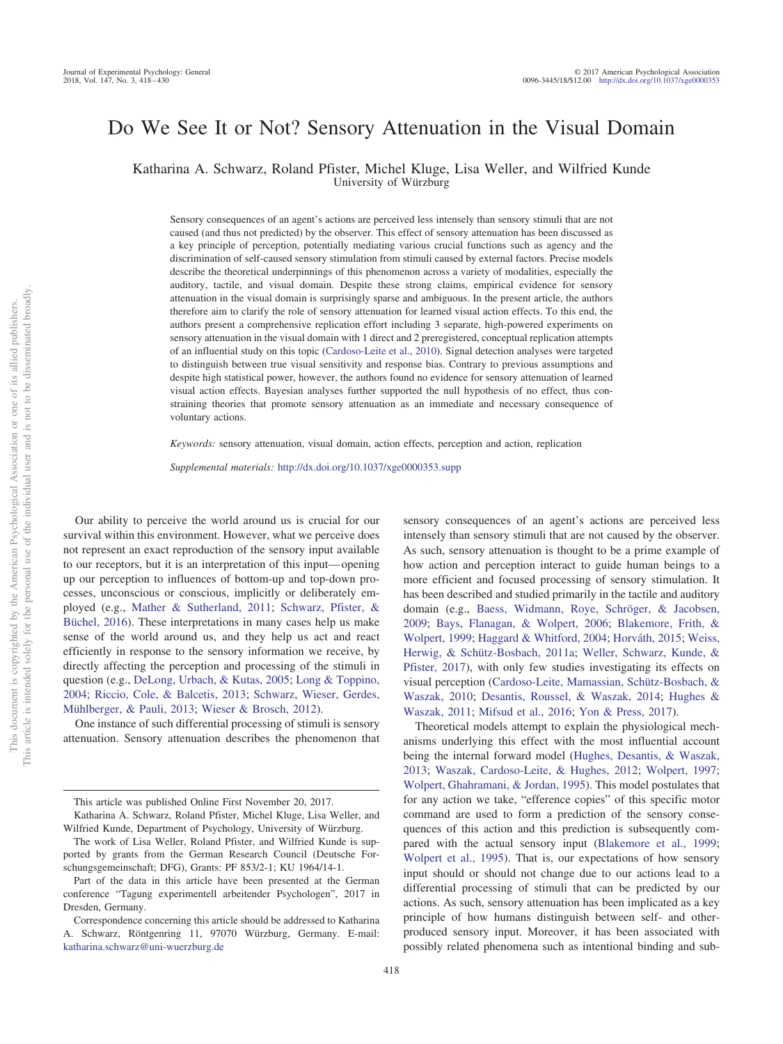# Do We See It or Not? Sensory Attenuation in the Visual Domain

Katharina A. Schwarz, Roland Pfister, Michel Kluge, Lisa Weller, and Wilfried Kunde
University of Würzburg

Sensory consequences of an agent's actions are perceived less intensely than sensory stimuli that are not caused (and thus not predicted) by the observer. This effect of sensory attenuation has been discussed as a key principle of perception, potentially mediating various crucial functions such as agency and the discrimination of self-caused sensory stimulation from stimuli caused by external factors. Precise models describe the theoretical underpinnings of this phenomenon across a variety of modalities, especially the auditory, tactile, and visual domain. Despite these strong claims, empirical evidence for sensory attenuation in the visual domain is surprisingly sparse and ambiguous. In the present article, the authors therefore aim to clarify the role of sensory attenuation for learned visual action effects. To this end, the authors present a comprehensive replication effort including 3 separate, high-powered experiments on sensory attenuation in the visual domain with 1 direct and 2 preregistered, conceptual replication attempts of an influential study on this topic (Cardoso-Leite et al., 2010). Signal detection analyses were targeted to distinguish between true visual sensitivity and response bias. Contrary to previous assumptions and despite high statistical power, however, the authors found no evidence for sensory attenuation of learned visual action effects. Bayesian analyses further supported the null hypothesis of no effect, thus constraining theories that promote sensory attenuation as an immediate and necessary consequence of voluntary actions.

*Keywords:* sensory attenuation, visual domain, action effects, perception and action, replication

*Supplemental materials:* http://dx.doi.org/10.1037/xge0000353.supp

Our ability to perceive the world around us is crucial for our survival within this environment. However, what we perceive does not represent an exact reproduction of the sensory input available to our receptors, but it is an interpretation of this input—opening up our perception to influences of bottom-up and top-down processes, unconscious or conscious, implicitly or deliberately employed (e.g., Mather & Sutherland, 2011; Schwarz, Pfister, & Büchel, 2016). These interpretations in many cases help us make sense of the world around us, and they help us act and react efficiently in response to the sensory information we receive, by directly affecting the perception and processing of the stimuli in question (e.g., DeLong, Urbach, & Kutas, 2005; Long & Toppino, 2004; Riccio, Cole, & Balcetis, 2013; Schwarz, Wieser, Gerdes, Mühlberger, & Pauli, 2013; Wieser & Brosch, 2012).

One instance of such differential processing of stimuli is sensory attenuation. Sensory attenuation describes the phenomenon that sensory consequences of an agent's actions are perceived less intensely than sensory stimuli that are not caused by the observer. As such, sensory attenuation is thought to be a prime example of how action and perception interact to guide human beings to a more efficient and focused processing of sensory stimulation. It has been described and studied primarily in the tactile and auditory domain (e.g., Baess, Widmann, Roye, Schröger, & Jacobsen, 2009; Bays, Flanagan, & Wolpert, 2006; Blakemore, Frith, & Wolpert, 1999; Haggard & Whitford, 2004; Horváth, 2015; Weiss, Herwig, & Schütz-Bosbach, 2011a; Weller, Schwarz, Kunde, & Pfister, 2017), with only few studies investigating its effects on visual perception (Cardoso-Leite, Mamassian, Schütz-Bosbach, & Waszak, 2010; Desantis, Roussel, & Waszak, 2014; Hughes & Waszak, 2011; Mifsud et al., 2016; Yon & Press, 2017).

Theoretical models attempt to explain the physiological mechanisms underlying this effect with the most influential account being the internal forward model (Hughes, Desantis, & Waszak, 2013; Waszak, Cardoso-Leite, & Hughes, 2012; Wolpert, 1997; Wolpert, Ghahramani, & Jordan, 1995). This model postulates that for any action we take, "efference copies" of this specific motor command are used to form a prediction of the sensory consequences of this action and this prediction is subsequently compared with the actual sensory input (Blakemore et al., 1999; Wolpert et al., 1995). That is, our expectations of how sensory input should or should not change due to our actions lead to a differential processing of stimuli that can be predicted by our actions. As such, sensory attenuation has been implicated as a key principle of how humans distinguish between self- and other-produced sensory input. Moreover, it has been associated with possibly related phenomena such as intentional binding and sub-

---

This article was published Online First November 20, 2017.

Katharina A. Schwarz, Roland Pfister, Michel Kluge, Lisa Weller, and Wilfried Kunde, Department of Psychology, University of Würzburg.

The work of Lisa Weller, Roland Pfister, and Wilfried Kunde is supported by grants from the German Research Council (Deutsche Forschungsgemeinschaft; DFG), Grants: PF 853/2-1; KU 1964/14-1.

Part of the data in this article have been presented at the German conference "Tagung experimentell arbeitender Psychologen", 2017 in Dresden, Germany.

Correspondence concerning this article should be addressed to Katharina A. Schwarz, Röntgenring 11, 97070 Würzburg, Germany. E-mail: katharina.schwarz@uni-wuerzburg.de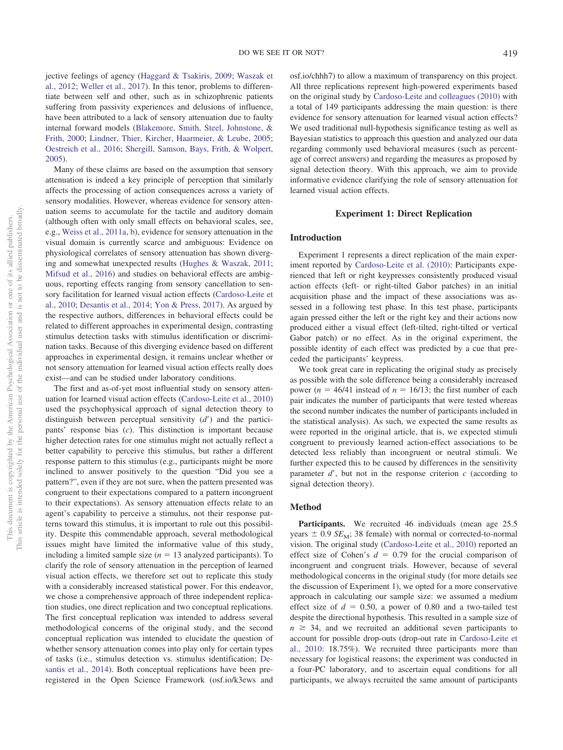jective feelings of agency (Haggard & Tsakiris, 2009; Waszak et al., 2012; Weller et al., 2017). In this tenor, problems to differentiate between self and other, such as in schizophrenic patients suffering from passivity experiences and delusions of influence, have been attributed to a lack of sensory attenuation due to faulty internal forward models (Blakemore, Smith, Steel, Johnstone, & Frith, 2000; Lindner, Thier, Kircher, Haarmeier, & Leube, 2005; Oestreich et al., 2016; Shergill, Samson, Bays, Frith, & Wolpert, 2005).

Many of these claims are based on the assumption that sensory attenuation is indeed a key principle of perception that similarly affects the processing of action consequences across a variety of sensory modalities. However, whereas evidence for sensory attenuation seems to accumulate for the tactile and auditory domain (although often with only small effects on behavioral scales, see, e.g., Weiss et al., 2011a, b), evidence for sensory attenuation in the visual domain is currently scarce and ambiguous: Evidence on physiological correlates of sensory attenuation has shown diverging and somewhat unexpected results (Hughes & Waszak, 2011; Mifsud et al., 2016) and studies on behavioral effects are ambiguous, reporting effects ranging from sensory cancellation to sensory facilitation for learned visual action effects (Cardoso-Leite et al., 2010; Desantis et al., 2014; Yon & Press, 2017). As argued by the respective authors, differences in behavioral effects could be related to different approaches in experimental design, contrasting stimulus detection tasks with stimulus identification or discrimination tasks. Because of this diverging evidence based on different approaches in experimental design, it remains unclear whether or not sensory attenuation for learned visual action effects really does exist—and can be studied under laboratory conditions.

The first and as-of-yet most influential study on sensory attenuation for learned visual action effects (Cardoso-Leite et al., 2010) used the psychophysical approach of signal detection theory to distinguish between perceptual sensitivity ($d'$) and the participants' response bias ($c$). This distinction is important because higher detection rates for one stimulus might not actually reflect a better capability to perceive this stimulus, but rather a different response pattern to this stimulus (e.g., participants might be more inclined to answer positively to the question "Did you see a pattern?", even if they are not sure, when the pattern presented was congruent to their expectations compared to a pattern incongruent to their expectations). As sensory attenuation effects relate to an agent's capability to perceive a stimulus, not their response patterns toward this stimulus, it is important to rule out this possibility. Despite this commendable approach, several methodological issues might have limited the informative value of this study, including a limited sample size ($n = 13$ analyzed participants). To clarify the role of sensory attenuation in the perception of learned visual action effects, we therefore set out to replicate this study with a considerably increased statistical power. For this endeavor, we chose a comprehensive approach of three independent replication studies, one direct replication and two conceptual replications. The first conceptual replication was intended to address several methodological concerns of the original study, and the second conceptual replication was intended to elucidate the question of whether sensory attenuation comes into play only for certain types of tasks (i.e., stimulus detection vs. stimulus identification; Desantis et al., 2014). Both conceptual replications have been preregistered in the Open Science Framework (osf.io/k3ews and osf.io/chhh7) to allow a maximum of transparency on this project. All three replications represent high-powered experiments based on the original study by Cardoso-Leite and colleagues (2010) with a total of 149 participants addressing the main question: is there evidence for sensory attenuation for learned visual action effects? We used traditional null-hypothesis significance testing as well as Bayesian statistics to approach this question and analyzed our data regarding commonly used behavioral measures (such as percentage of correct answers) and regarding the measures as proposed by signal detection theory. With this approach, we aim to provide informative evidence clarifying the role of sensory attenuation for learned visual action effects.

## Experiment 1: Direct Replication

### Introduction

Experiment 1 represents a direct replication of the main experiment reported by Cardoso-Leite et al. (2010): Participants experienced that left or right keypresses consistently produced visual action effects (left- or right-tilted Gabor patches) in an initial acquisition phase and the impact of these associations was assessed in a following test phase. In this test phase, participants again pressed either the left or the right key and their actions now produced either a visual effect (left-tilted, right-tilted or vertical Gabor patch) or no effect. As in the original experiment, the possible identity of each effect was predicted by a cue that preceded the participants' keypress.

We took great care in replicating the original study as precisely as possible with the sole difference being a considerably increased power ($n = 46/41$ instead of $n = 16/13$; the first number of each pair indicates the number of participants that were tested whereas the second number indicates the number of participants included in the statistical analysis). As such, we expected the same results as were reported in the original article, that is, we expected stimuli congruent to previously learned action-effect associations to be detected less reliably than incongruent or neutral stimuli. We further expected this to be caused by differences in the sensitivity parameter $d'$, but not in the response criterion $c$ (according to signal detection theory).

### Method

**Participants.** We recruited 46 individuals (mean age 25.5 years $\pm$ 0.9 $SE_M$; 38 female) with normal or corrected-to-normal vision. The original study (Cardoso-Leite et al., 2010) reported an effect size of Cohen's $d = 0.79$ for the crucial comparison of incongruent and congruent trials. However, because of several methodological concerns in the original study (for more details see the discussion of Experiment 1), we opted for a more conservative approach in calculating our sample size: we assumed a medium effect size of $d = 0.50$, a power of 0.80 and a two-tailed test despite the directional hypothesis. This resulted in a sample size of $n \geq 34$, and we recruited an additional seven participants to account for possible drop-outs (drop-out rate in Cardoso-Leite et al., 2010: 18.75%). We recruited three participants more than necessary for logistical reasons; the experiment was conducted in a four-PC laboratory, and to ascertain equal conditions for all participants, we always recruited the same amount of participants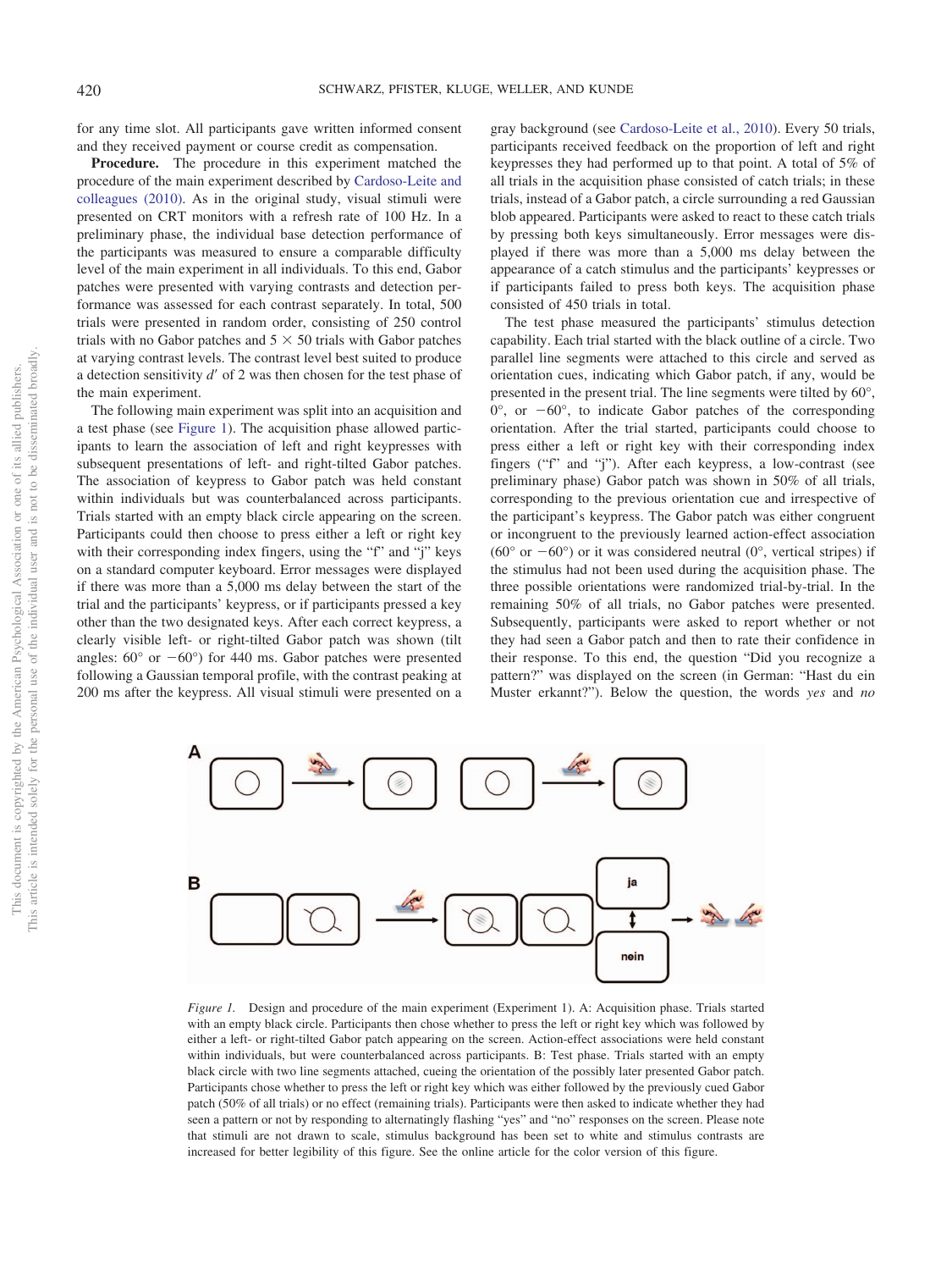for any time slot. All participants gave written informed consent and they received payment or course credit as compensation.

**Procedure.** The procedure in this experiment matched the procedure of the main experiment described by Cardoso-Leite and colleagues (2010). As in the original study, visual stimuli were presented on CRT monitors with a refresh rate of 100 Hz. In a preliminary phase, the individual base detection performance of the participants was measured to ensure a comparable difficulty level of the main experiment in all individuals. To this end, Gabor patches were presented with varying contrasts and detection performance was assessed for each contrast separately. In total, 500 trials were presented in random order, consisting of 250 control trials with no Gabor patches and 5 × 50 trials with Gabor patches at varying contrast levels. The contrast level best suited to produce a detection sensitivity $d'$ of 2 was then chosen for the test phase of the main experiment.

The following main experiment was split into an acquisition and a test phase (see Figure 1). The acquisition phase allowed participants to learn the association of left and right keypresses with subsequent presentations of left- and right-tilted Gabor patches. The association of keypress to Gabor patch was held constant within individuals but was counterbalanced across participants. Trials started with an empty black circle appearing on the screen. Participants could then choose to press either a left or right key with their corresponding index fingers, using the "f" and "j" keys on a standard computer keyboard. Error messages were displayed if there was more than a 5,000 ms delay between the start of the trial and the participants' keypress, or if participants pressed a key other than the two designated keys. After each correct keypress, a clearly visible left- or right-tilted Gabor patch was shown (tilt angles: 60° or −60°) for 440 ms. Gabor patches were presented following a Gaussian temporal profile, with the contrast peaking at 200 ms after the keypress. All visual stimuli were presented on a gray background (see Cardoso-Leite et al., 2010). Every 50 trials, participants received feedback on the proportion of left and right keypresses they had performed up to that point. A total of 5% of all trials in the acquisition phase consisted of catch trials; in these trials, instead of a Gabor patch, a circle surrounding a red Gaussian blob appeared. Participants were asked to react to these catch trials by pressing both keys simultaneously. Error messages were displayed if there was more than a 5,000 ms delay between the appearance of a catch stimulus and the participants' keypresses or if participants failed to press both keys. The acquisition phase consisted of 450 trials in total.

The test phase measured the participants' stimulus detection capability. Each trial started with the black outline of a circle. Two parallel line segments were attached to this circle and served as orientation cues, indicating which Gabor patch, if any, would be presented in the present trial. The line segments were tilted by 60°, 0°, or −60°, to indicate Gabor patches of the corresponding orientation. After the trial started, participants could choose to press either a left or right key with their corresponding index fingers ("f" and "j"). After each keypress, a low-contrast (see preliminary phase) Gabor patch was shown in 50% of all trials, corresponding to the previous orientation cue and irrespective of the participant's keypress. The Gabor patch was either congruent or incongruent to the previously learned action-effect association (60° or −60°) or it was considered neutral (0°, vertical stripes) if the stimulus had not been used during the acquisition phase. The three possible orientations were randomized trial-by-trial. In the remaining 50% of all trials, no Gabor patches were presented. Subsequently, participants were asked to report whether or not they had seen a Gabor patch and then to rate their confidence in their response. To this end, the question "Did you recognize a pattern?" was displayed on the screen (in German: "Hast du ein Muster erkannt?"). Below the question, the words *yes* and *no*

A

B

ja

nein

*Figure 1.* Design and procedure of the main experiment (Experiment 1). A: Acquisition phase. Trials started with an empty black circle. Participants then chose whether to press the left or right key which was followed by either a left- or right-tilted Gabor patch appearing on the screen. Action-effect associations were held constant within individuals, but were counterbalanced across participants. B: Test phase. Trials started with an empty black circle with two line segments attached, cueing the orientation of the possibly later presented Gabor patch. Participants chose whether to press the left or right key which was either followed by the previously cued Gabor patch (50% of all trials) or no effect (remaining trials). Participants were then asked to indicate whether they had seen a pattern or not by responding to alternatingly flashing "yes" and "no" responses on the screen. Please note that stimuli are not drawn to scale, stimulus background has been set to white and stimulus contrasts are increased for better legibility of this figure. See the online article for the color version of this figure.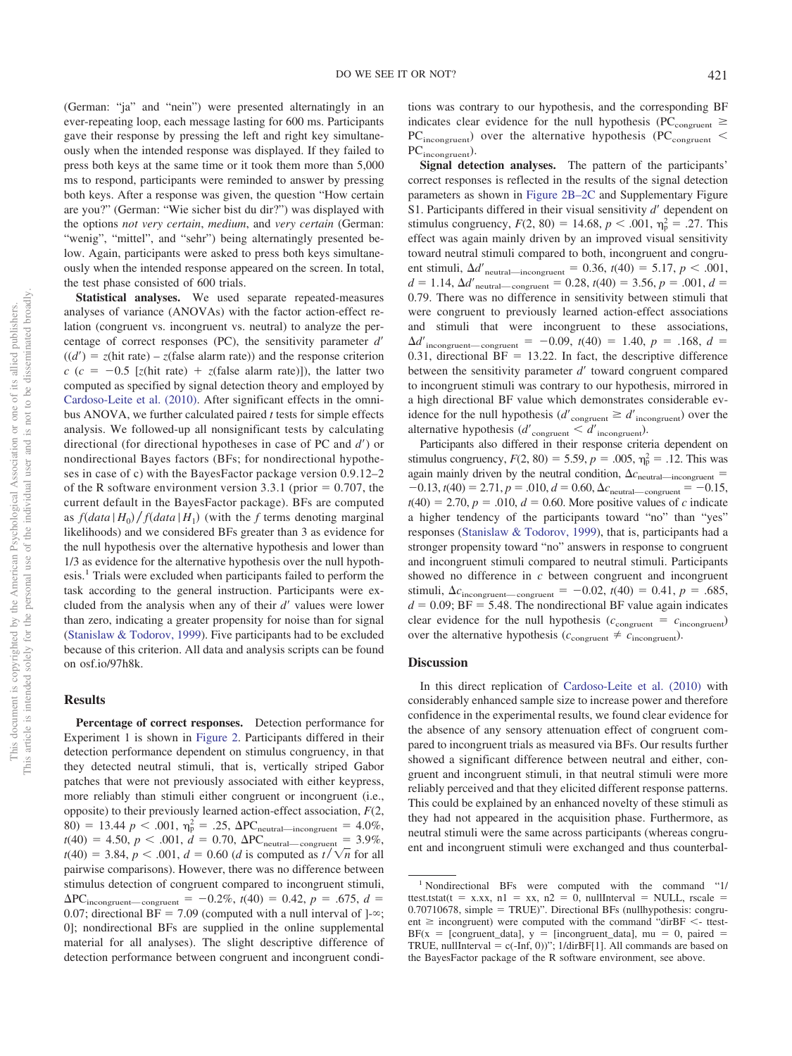(German: "ja" and "nein") were presented alternatingly in an ever-repeating loop, each message lasting for 600 ms. Participants gave their response by pressing the left and right key simultaneously when the intended response was displayed. If they failed to press both keys at the same time or it took them more than 5,000 ms to respond, participants were reminded to answer by pressing both keys. After a response was given, the question "How certain are you?" (German: "Wie sicher bist du dir?") was displayed with the options *not very certain*, *medium*, and *very certain* (German: "wenig", "mittel", and "sehr") being alternatingly presented below. Again, participants were asked to press both keys simultaneously when the intended response appeared on the screen. In total, the test phase consisted of 600 trials.

**Statistical analyses.** We used separate repeated-measures analyses of variance (ANOVAs) with the factor action-effect relation (congruent vs. incongruent vs. neutral) to analyze the percentage of correct responses (PC), the sensitivity parameter $d'$ ($(d') = z(\text{hit rate}) - z(\text{false alarm rate})$) and the response criterion $c$ ($c = -0.5\ [z(\text{hit rate}) + z(\text{false alarm rate})]$), the latter two computed as specified by signal detection theory and employed by Cardoso-Leite et al. (2010). After significant effects in the omnibus ANOVA, we further calculated paired $t$ tests for simple effects analysis. We followed-up all nonsignificant tests by calculating directional (for directional hypotheses in case of PC and $d'$) or nondirectional Bayes factors (BFs; for nondirectional hypotheses in case of c) with the BayesFactor package version 0.9.12–2 of the R software environment version 3.3.1 (prior = 0.707, the current default in the BayesFactor package). BFs are computed as $f(data\,|\,H_0)/f(data\,|\,H_1)$ (with the $f$ terms denoting marginal likelihoods) and we considered BFs greater than 3 as evidence for the null hypothesis over the alternative hypothesis and lower than 1/3 as evidence for the alternative hypothesis over the null hypothesis.[1] Trials were excluded when participants failed to perform the task according to the general instruction. Participants were excluded from the analysis when any of their $d'$ values were lower than zero, indicating a greater propensity for noise than for signal (Stanislaw & Todorov, 1999). Five participants had to be excluded because of this criterion. All data and analysis scripts can be found on osf.io/97h8k.

## Results

**Percentage of correct responses.** Detection performance for Experiment 1 is shown in Figure 2. Participants differed in their detection performance dependent on stimulus congruency, in that they detected neutral stimuli, that is, vertically striped Gabor patches that were not previously associated with either keypress, more reliably than stimuli either congruent or incongruent (i.e., opposite) to their previously learned action-effect association, $F(2, 80) = 13.44$ $p < .001$, $\eta_p^2 = .25$, $\Delta PC_{\text{neutral—incongruent}} = 4.0\%$, $t(40) = 4.50$, $p < .001$, $d = 0.70$, $\Delta PC_{\text{neutral—congruent}} = 3.9\%$, $t(40) = 3.84$, $p < .001$, $d = 0.60$ ($d$ is computed as $t/\sqrt{n}$ for all pairwise comparisons). However, there was no difference between stimulus detection of congruent compared to incongruent stimuli, $\Delta PC_{\text{incongruent—congruent}} = -0.2\%$, $t(40) = 0.42$, $p = .675$, $d = 0.07$; directional BF = 7.09 (computed with a null interval of ]-∞; 0]; nondirectional BFs are supplied in the online supplemental material for all analyses). The slight descriptive difference of detection performance between congruent and incongruent conditions was contrary to our hypothesis, and the corresponding BF indicates clear evidence for the null hypothesis ($PC_{\text{congruent}} \geq PC_{\text{incongruent}}$) over the alternative hypothesis ($PC_{\text{congruent}} < PC_{\text{incongruent}}$).

**Signal detection analyses.** The pattern of the participants' correct responses is reflected in the results of the signal detection parameters as shown in Figure 2B–2C and Supplementary Figure S1. Participants differed in their visual sensitivity $d'$ dependent on stimulus congruency, $F(2, 80) = 14.68$, $p < .001$, $\eta_p^2 = .27$. This effect was again mainly driven by an improved visual sensitivity toward neutral stimuli compared to both, incongruent and congruent stimuli, $\Delta d'_{\text{neutral—incongruent}} = 0.36$, $t(40) = 5.17$, $p < .001$, $d = 1.14$, $\Delta d'_{\text{neutral—congruent}} = 0.28$, $t(40) = 3.56$, $p = .001$, $d = 0.79$. There was no difference in sensitivity between stimuli that were congruent to previously learned action-effect associations and stimuli that were incongruent to these associations, $\Delta d'_{\text{incongruent—congruent}} = -0.09$, $t(40) = 1.40$, $p = .168$, $d = 0.31$, directional BF = 13.22. In fact, the descriptive difference between the sensitivity parameter $d'$ toward congruent compared to incongruent stimuli was contrary to our hypothesis, mirrored in a high directional BF value which demonstrates considerable evidence for the null hypothesis ($d'_{\text{congruent}} \geq d'_{\text{incongruent}}$) over the alternative hypothesis ($d'_{\text{congruent}} < d'_{\text{incongruent}}$).

Participants also differed in their response criteria dependent on stimulus congruency, $F(2, 80) = 5.59$, $p = .005$, $\eta_p^2 = .12$. This was again mainly driven by the neutral condition, $\Delta c_{\text{neutral—incongruent}} = -0.13$, $t(40) = 2.71$, $p = .010$, $d = 0.60$, $\Delta c_{\text{neutral—congruent}} = -0.15$, $t(40) = 2.70$, $p = .010$, $d = 0.60$. More positive values of $c$ indicate a higher tendency of the participants toward "no" than "yes" responses (Stanislaw & Todorov, 1999), that is, participants had a stronger propensity toward "no" answers in response to congruent and incongruent stimuli compared to neutral stimuli. Participants showed no difference in $c$ between congruent and incongruent stimuli, $\Delta c_{\text{incongruent—congruent}} = -0.02$, $t(40) = 0.41$, $p = .685$, $d = 0.09$; BF = 5.48. The nondirectional BF value again indicates clear evidence for the null hypothesis ($c_{\text{congruent}} = c_{\text{incongruent}}$) over the alternative hypothesis ($c_{\text{congruent}} \neq c_{\text{incongruent}}$).

## Discussion

In this direct replication of Cardoso-Leite et al. (2010) with considerably enhanced sample size to increase power and therefore confidence in the experimental results, we found clear evidence for the absence of any sensory attenuation effect of congruent compared to incongruent trials as measured via BFs. Our results further showed a significant difference between neutral and either, congruent and incongruent stimuli, in that neutral stimuli were more reliably perceived and that they elicited different response patterns. This could be explained by an enhanced novelty of these stimuli as they had not appeared in the acquisition phase. Furthermore, as neutral stimuli were the same across participants (whereas congruent and incongruent stimuli were exchanged and thus counterbal-

[1] Nondirectional BFs were computed with the command "1/ttest.tstat(t = x.xx, n1 = xx, n2 = 0, nullInterval = NULL, rscale = 0.70710678, simple = TRUE)". Directional BFs (nullhypothesis: congruent ≥ incongruent) were computed with the command "dirBF <- ttestBF(x = [congruent_data], y = [incongruent_data], mu = 0, paired = TRUE, nullInterval = c(-Inf, 0))"; 1/dirBF[1]. All commands are based on the BayesFactor package of the R software environment, see above.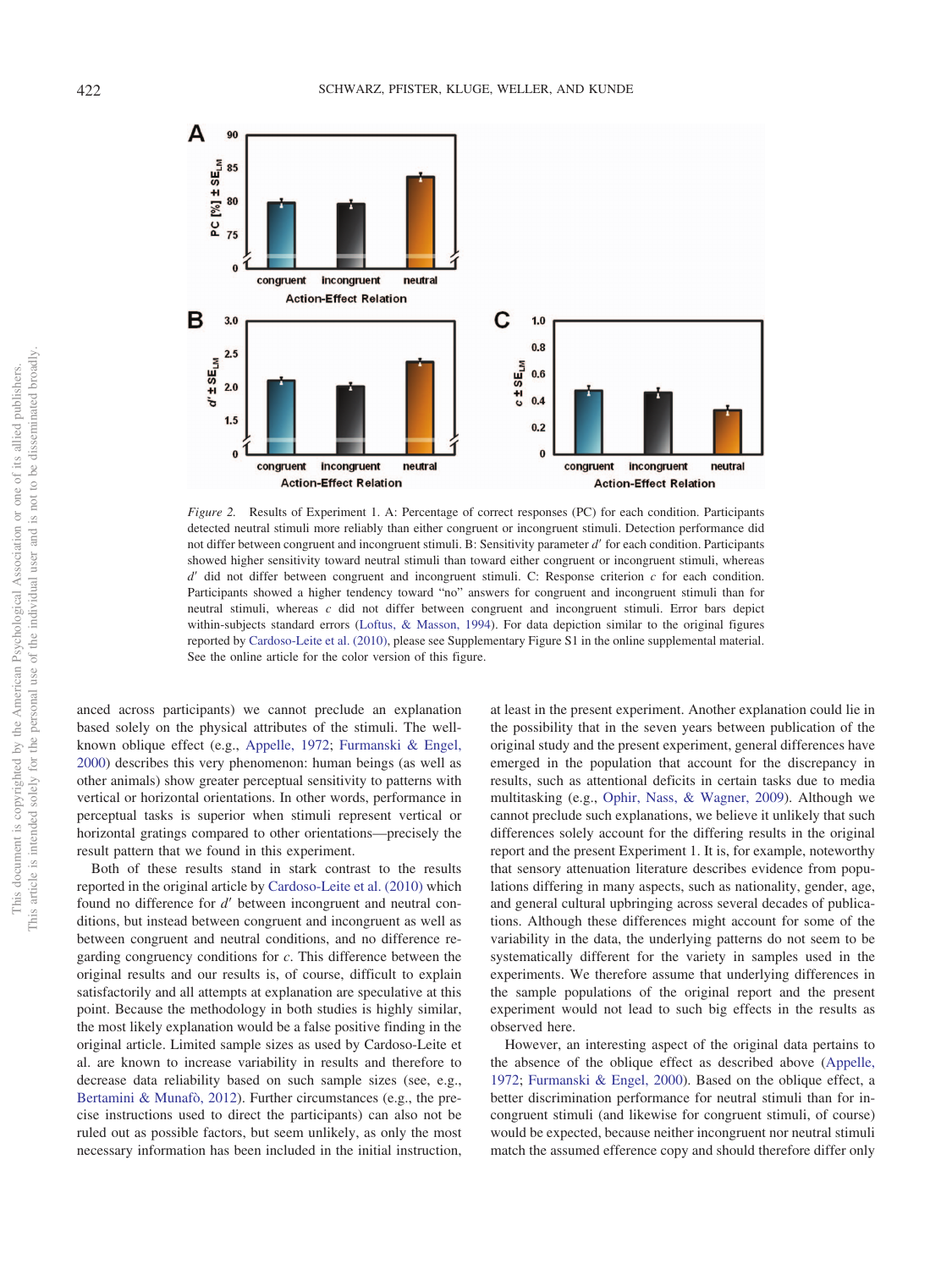A

90
85
80
75
0

PC [%] ± SE$_{LM}$

congruent incongruent neutral

Action-Effect Relation

B

3.0
2.5
2.0
1.5
0

$d'$ ± SE$_{LM}$

congruent incongruent neutral

Action-Effect Relation

C

1.0
0.8
0.6
0.4
0.2
0

$c$ ± SE$_{LM}$

congruent incongruent neutral

Action-Effect Relation

*Figure 2.* Results of Experiment 1. A: Percentage of correct responses (PC) for each condition. Participants detected neutral stimuli more reliably than either congruent or incongruent stimuli. Detection performance did not differ between congruent and incongruent stimuli. B: Sensitivity parameter $d'$ for each condition. Participants showed higher sensitivity toward neutral stimuli than toward either congruent or incongruent stimuli, whereas $d'$ did not differ between congruent and incongruent stimuli. C: Response criterion $c$ for each condition. Participants showed a higher tendency toward "no" answers for congruent and incongruent stimuli than for neutral stimuli, whereas $c$ did not differ between congruent and incongruent stimuli. Error bars depict within-subjects standard errors (Loftus, & Masson, 1994). For data depiction similar to the original figures reported by Cardoso-Leite et al. (2010), please see Supplementary Figure S1 in the online supplemental material. See the online article for the color version of this figure.

anced across participants) we cannot preclude an explanation based solely on the physical attributes of the stimuli. The well-known oblique effect (e.g., Appelle, 1972; Furmanski & Engel, 2000) describes this very phenomenon: human beings (as well as other animals) show greater perceptual sensitivity to patterns with vertical or horizontal orientations. In other words, performance in perceptual tasks is superior when stimuli represent vertical or horizontal gratings compared to other orientations—precisely the result pattern that we found in this experiment.

Both of these results stand in stark contrast to the results reported in the original article by Cardoso-Leite et al. (2010) which found no difference for $d'$ between incongruent and neutral conditions, but instead between congruent and incongruent as well as between congruent and neutral conditions, and no difference regarding congruency conditions for $c$. This difference between the original results and our results is, of course, difficult to explain satisfactorily and all attempts at explanation are speculative at this point. Because the methodology in both studies is highly similar, the most likely explanation would be a false positive finding in the original article. Limited sample sizes as used by Cardoso-Leite et al. are known to increase variability in results and therefore to decrease data reliability based on such sample sizes (see, e.g., Bertamini & Munafò, 2012). Further circumstances (e.g., the precise instructions used to direct the participants) can also not be ruled out as possible factors, but seem unlikely, as only the most necessary information has been included in the initial instruction, at least in the present experiment. Another explanation could lie in the possibility that in the seven years between publication of the original study and the present experiment, general differences have emerged in the population that account for the discrepancy in results, such as attentional deficits in certain tasks due to media multitasking (e.g., Ophir, Nass, & Wagner, 2009). Although we cannot preclude such explanations, we believe it unlikely that such differences solely account for the differing results in the original report and the present Experiment 1. It is, for example, noteworthy that sensory attenuation literature describes evidence from populations differing in many aspects, such as nationality, gender, age, and general cultural upbringing across several decades of publications. Although these differences might account for some of the variability in the data, the underlying patterns do not seem to be systematically different for the variety in samples used in the experiments. We therefore assume that underlying differences in the sample populations of the original report and the present experiment would not lead to such big effects in the results as observed here.

However, an interesting aspect of the original data pertains to the absence of the oblique effect as described above (Appelle, 1972; Furmanski & Engel, 2000). Based on the oblique effect, a better discrimination performance for neutral stimuli than for incongruent stimuli (and likewise for congruent stimuli, of course) would be expected, because neither incongruent nor neutral stimuli match the assumed efference copy and should therefore differ only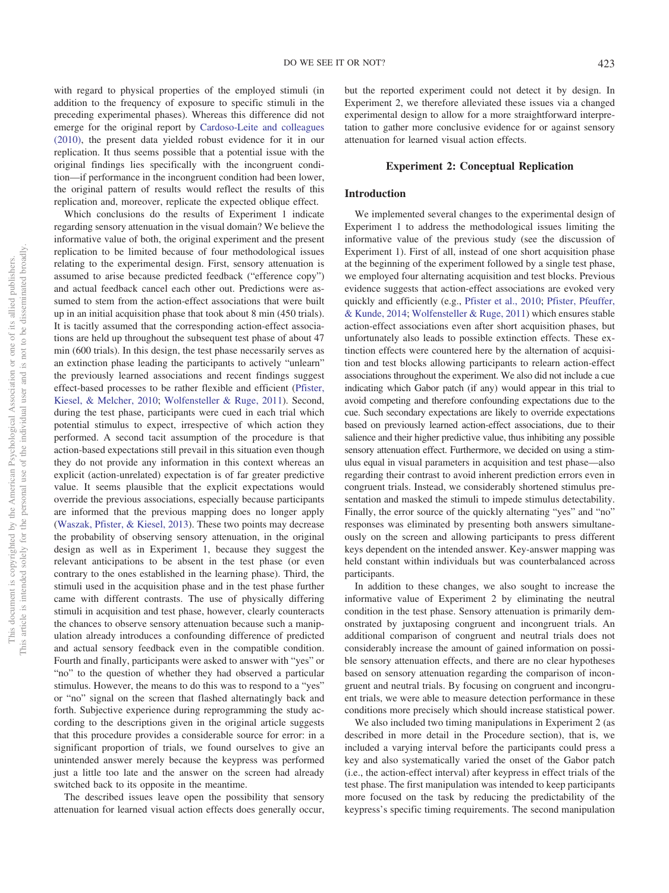with regard to physical properties of the employed stimuli (in addition to the frequency of exposure to specific stimuli in the preceding experimental phases). Whereas this difference did not emerge for the original report by Cardoso-Leite and colleagues (2010), the present data yielded robust evidence for it in our replication. It thus seems possible that a potential issue with the original findings lies specifically with the incongruent condition—if performance in the incongruent condition had been lower, the original pattern of results would reflect the results of this replication and, moreover, replicate the expected oblique effect.

Which conclusions do the results of Experiment 1 indicate regarding sensory attenuation in the visual domain? We believe the informative value of both, the original experiment and the present replication to be limited because of four methodological issues relating to the experimental design. First, sensory attenuation is assumed to arise because predicted feedback ("efference copy") and actual feedback cancel each other out. Predictions were assumed to stem from the action-effect associations that were built up in an initial acquisition phase that took about 8 min (450 trials). It is tacitly assumed that the corresponding action-effect associations are held up throughout the subsequent test phase of about 47 min (600 trials). In this design, the test phase necessarily serves as an extinction phase leading the participants to actively "unlearn" the previously learned associations and recent findings suggest effect-based processes to be rather flexible and efficient (Pfister, Kiesel, & Melcher, 2010; Wolfensteller & Ruge, 2011). Second, during the test phase, participants were cued in each trial which potential stimulus to expect, irrespective of which action they performed. A second tacit assumption of the procedure is that action-based expectations still prevail in this situation even though they do not provide any information in this context whereas an explicit (action-unrelated) expectation is of far greater predictive value. It seems plausible that the explicit expectations would override the previous associations, especially because participants are informed that the previous mapping does no longer apply (Waszak, Pfister, & Kiesel, 2013). These two points may decrease the probability of observing sensory attenuation, in the original design as well as in Experiment 1, because they suggest the relevant anticipations to be absent in the test phase (or even contrary to the ones established in the learning phase). Third, the stimuli used in the acquisition phase and in the test phase further came with different contrasts. The use of physically differing stimuli in acquisition and test phase, however, clearly counteracts the chances to observe sensory attenuation because such a manipulation already introduces a confounding difference of predicted and actual sensory feedback even in the compatible condition. Fourth and finally, participants were asked to answer with "yes" or "no" to the question of whether they had observed a particular stimulus. However, the means to do this was to respond to a "yes" or "no" signal on the screen that flashed alternatingly back and forth. Subjective experience during reprogramming the study according to the descriptions given in the original article suggests that this procedure provides a considerable source for error: in a significant proportion of trials, we found ourselves to give an unintended answer merely because the keypress was performed just a little too late and the answer on the screen had already switched back to its opposite in the meantime.

The described issues leave open the possibility that sensory attenuation for learned visual action effects does generally occur, but the reported experiment could not detect it by design. In Experiment 2, we therefore alleviated these issues via a changed experimental design to allow for a more straightforward interpretation to gather more conclusive evidence for or against sensory attenuation for learned visual action effects.

## Experiment 2: Conceptual Replication

### Introduction

We implemented several changes to the experimental design of Experiment 1 to address the methodological issues limiting the informative value of the previous study (see the discussion of Experiment 1). First of all, instead of one short acquisition phase at the beginning of the experiment followed by a single test phase, we employed four alternating acquisition and test blocks. Previous evidence suggests that action-effect associations are evoked very quickly and efficiently (e.g., Pfister et al., 2010; Pfister, Pfeuffer, & Kunde, 2014; Wolfensteller & Ruge, 2011) which ensures stable action-effect associations even after short acquisition phases, but unfortunately also leads to possible extinction effects. These extinction effects were countered here by the alternation of acquisition and test blocks allowing participants to relearn action-effect associations throughout the experiment. We also did not include a cue indicating which Gabor patch (if any) would appear in this trial to avoid competing and therefore confounding expectations due to the cue. Such secondary expectations are likely to override expectations based on previously learned action-effect associations, due to their salience and their higher predictive value, thus inhibiting any possible sensory attenuation effect. Furthermore, we decided on using a stimulus equal in visual parameters in acquisition and test phase—also regarding their contrast to avoid inherent prediction errors even in congruent trials. Instead, we considerably shortened stimulus presentation and masked the stimuli to impede stimulus detectability. Finally, the error source of the quickly alternating "yes" and "no" responses was eliminated by presenting both answers simultaneously on the screen and allowing participants to press different keys dependent on the intended answer. Key-answer mapping was held constant within individuals but was counterbalanced across participants.

In addition to these changes, we also sought to increase the informative value of Experiment 2 by eliminating the neutral condition in the test phase. Sensory attenuation is primarily demonstrated by juxtaposing congruent and incongruent trials. An additional comparison of congruent and neutral trials does not considerably increase the amount of gained information on possible sensory attenuation effects, and there are no clear hypotheses based on sensory attenuation regarding the comparison of incongruent and neutral trials. By focusing on congruent and incongruent trials, we were able to measure detection performance in these conditions more precisely which should increase statistical power.

We also included two timing manipulations in Experiment 2 (as described in more detail in the Procedure section), that is, we included a varying interval before the participants could press a key and also systematically varied the onset of the Gabor patch (i.e., the action-effect interval) after keypress in effect trials of the test phase. The first manipulation was intended to keep participants more focused on the task by reducing the predictability of the keypress's specific timing requirements. The second manipulation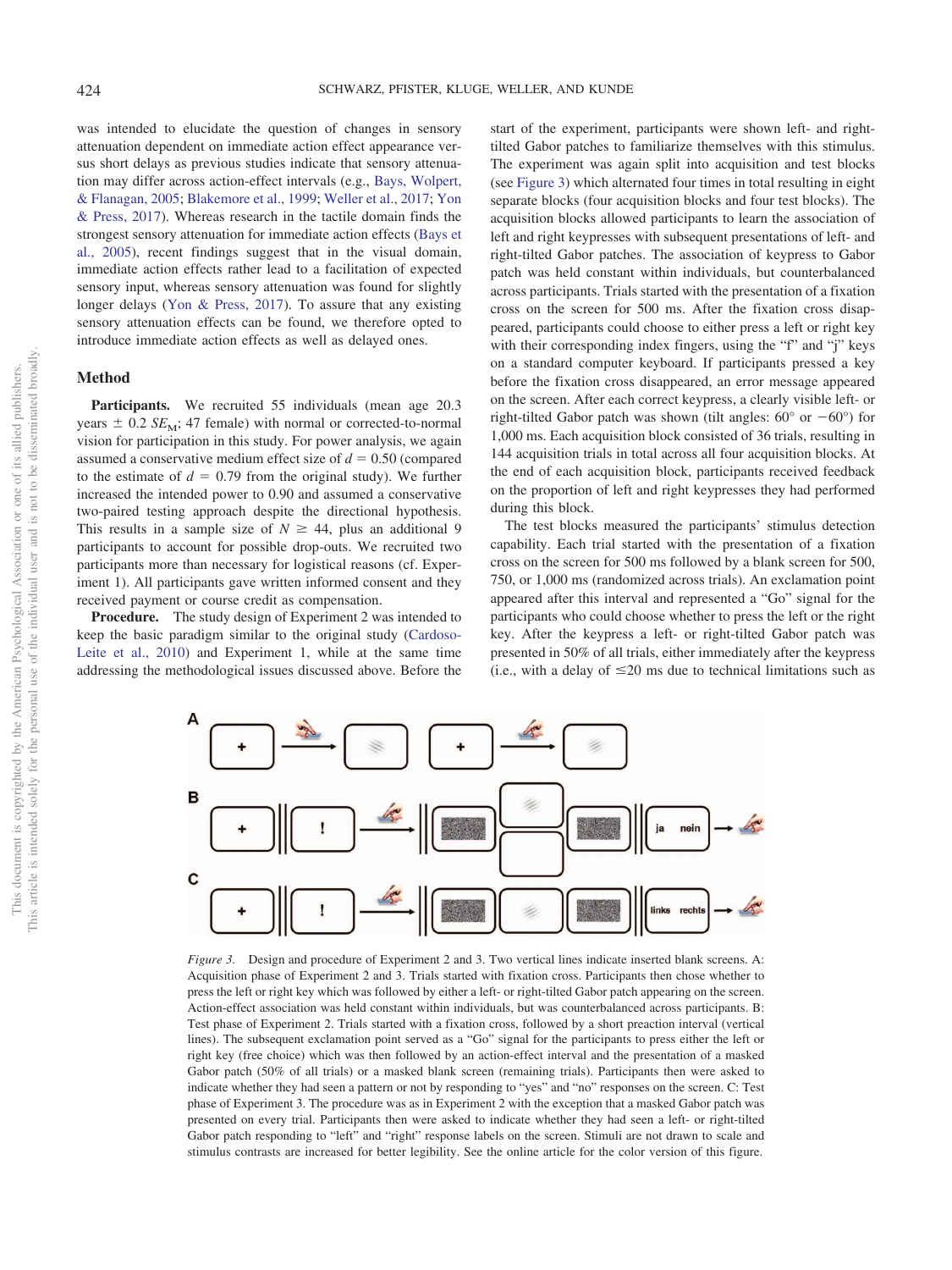was intended to elucidate the question of changes in sensory attenuation dependent on immediate action effect appearance versus short delays as previous studies indicate that sensory attenuation may differ across action-effect intervals (e.g., Bays, Wolpert, & Flanagan, 2005; Blakemore et al., 1999; Weller et al., 2017; Yon & Press, 2017). Whereas research in the tactile domain finds the strongest sensory attenuation for immediate action effects (Bays et al., 2005), recent findings suggest that in the visual domain, immediate action effects rather lead to a facilitation of expected sensory input, whereas sensory attenuation was found for slightly longer delays (Yon & Press, 2017). To assure that any existing sensory attenuation effects can be found, we therefore opted to introduce immediate action effects as well as delayed ones.

## Method

**Participants.** We recruited 55 individuals (mean age 20.3 years ± 0.2 $SE_M$; 47 female) with normal or corrected-to-normal vision for participation in this study. For power analysis, we again assumed a conservative medium effect size of $d = 0.50$ (compared to the estimate of $d = 0.79$ from the original study). We further increased the intended power to 0.90 and assumed a conservative two-paired testing approach despite the directional hypothesis. This results in a sample size of $N \geq 44$, plus an additional 9 participants to account for possible drop-outs. We recruited two participants more than necessary for logistical reasons (cf. Experiment 1). All participants gave written informed consent and they received payment or course credit as compensation.

**Procedure.** The study design of Experiment 2 was intended to keep the basic paradigm similar to the original study (Cardoso-Leite et al., 2010) and Experiment 1, while at the same time addressing the methodological issues discussed above. Before the start of the experiment, participants were shown left- and right-tilted Gabor patches to familiarize themselves with this stimulus. The experiment was again split into acquisition and test blocks (see Figure 3) which alternated four times in total resulting in eight separate blocks (four acquisition blocks and four test blocks). The acquisition blocks allowed participants to learn the association of left and right keypresses with subsequent presentations of left- and right-tilted Gabor patches. The association of keypress to Gabor patch was held constant within individuals, but counterbalanced across participants. Trials started with the presentation of a fixation cross on the screen for 500 ms. After the fixation cross disappeared, participants could choose to either press a left or right key with their corresponding index fingers, using the "f" and "j" keys on a standard computer keyboard. If participants pressed a key before the fixation cross disappeared, an error message appeared on the screen. After each correct keypress, a clearly visible left- or right-tilted Gabor patch was shown (tilt angles: 60° or −60°) for 1,000 ms. Each acquisition block consisted of 36 trials, resulting in 144 acquisition trials in total across all four acquisition blocks. At the end of each acquisition block, participants received feedback on the proportion of left and right keypresses they had performed during this block.

The test blocks measured the participants' stimulus detection capability. Each trial started with the presentation of a fixation cross on the screen for 500 ms followed by a blank screen for 500, 750, or 1,000 ms (randomized across trials). An exclamation point appeared after this interval and represented a "Go" signal for the participants who could choose whether to press the left or the right key. After the keypress a left- or right-tilted Gabor patch was presented in 50% of all trials, either immediately after the keypress (i.e., with a delay of ≤20 ms due to technical limitations such as

A
B
ja nein
C
links rechts

*Figure 3.* Design and procedure of Experiment 2 and 3. Two vertical lines indicate inserted blank screens. A: Acquisition phase of Experiment 2 and 3. Trials started with fixation cross. Participants then chose whether to press the left or right key which was followed by either a left- or right-tilted Gabor patch appearing on the screen. Action-effect association was held constant within individuals, but was counterbalanced across participants. B: Test phase of Experiment 2. Trials started with a fixation cross, followed by a short preaction interval (vertical lines). The subsequent exclamation point served as a "Go" signal for the participants to press either the left or right key (free choice) which was then followed by an action-effect interval and the presentation of a masked Gabor patch (50% of all trials) or a masked blank screen (remaining trials). Participants then were asked to indicate whether they had seen a pattern or not by responding to "yes" and "no" responses on the screen. C: Test phase of Experiment 3. The procedure was as in Experiment 2 with the exception that a masked Gabor patch was presented on every trial. Participants then were asked to indicate whether they had seen a left- or right-tilted Gabor patch responding to "left" and "right" response labels on the screen. Stimuli are not drawn to scale and stimulus contrasts are increased for better legibility. See the online article for the color version of this figure.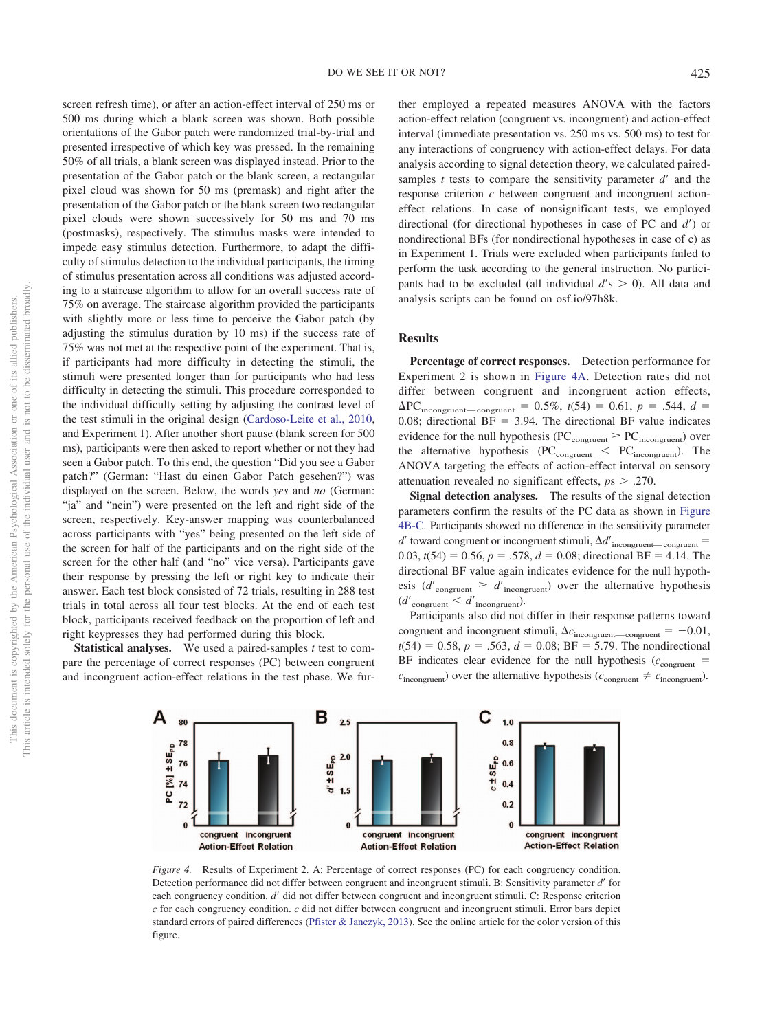screen refresh time), or after an action-effect interval of 250 ms or 500 ms during which a blank screen was shown. Both possible orientations of the Gabor patch were randomized trial-by-trial and presented irrespective of which key was pressed. In the remaining 50% of all trials, a blank screen was displayed instead. Prior to the presentation of the Gabor patch or the blank screen, a rectangular pixel cloud was shown for 50 ms (premask) and right after the presentation of the Gabor patch or the blank screen two rectangular pixel clouds were shown successively for 50 ms and 70 ms (postmasks), respectively. The stimulus masks were intended to impede easy stimulus detection. Furthermore, to adapt the difficulty of stimulus detection to the individual participants, the timing of stimulus presentation across all conditions was adjusted according to a staircase algorithm to allow for an overall success rate of 75% on average. The staircase algorithm provided the participants with slightly more or less time to perceive the Gabor patch (by adjusting the stimulus duration by 10 ms) if the success rate of 75% was not met at the respective point of the experiment. That is, if participants had more difficulty in detecting the stimuli, the stimuli were presented longer than for participants who had less difficulty in detecting the stimuli. This procedure corresponded to the individual difficulty setting by adjusting the contrast level of the test stimuli in the original design (Cardoso-Leite et al., 2010, and Experiment 1). After another short pause (blank screen for 500 ms), participants were then asked to report whether or not they had seen a Gabor patch. To this end, the question "Did you see a Gabor patch?" (German: "Hast du einen Gabor Patch gesehen?") was displayed on the screen. Below, the words *yes* and *no* (German: "ja" and "nein") were presented on the left and right side of the screen, respectively. Key-answer mapping was counterbalanced across participants with "yes" being presented on the left side of the screen for half of the participants and on the right side of the screen for the other half (and "no" vice versa). Participants gave their response by pressing the left or right key to indicate their answer. Each test block consisted of 72 trials, resulting in 288 test trials in total across all four test blocks. At the end of each test block, participants received feedback on the proportion of left and right keypresses they had performed during this block.

**Statistical analyses.** We used a paired-samples *t* test to compare the percentage of correct responses (PC) between congruent and incongruent action-effect relations in the test phase. We further employed a repeated measures ANOVA with the factors action-effect relation (congruent vs. incongruent) and action-effect interval (immediate presentation vs. 250 ms vs. 500 ms) to test for any interactions of congruency with action-effect delays. For data analysis according to signal detection theory, we calculated paired-samples *t* tests to compare the sensitivity parameter $d'$ and the response criterion *c* between congruent and incongruent action-effect relations. In case of nonsignificant tests, we employed directional (for directional hypotheses in case of PC and $d'$) or nondirectional BFs (for nondirectional hypotheses in case of c) as in Experiment 1. Trials were excluded when participants failed to perform the task according to the general instruction. No participants had to be excluded (all individual $d'$s $> 0$). All data and analysis scripts can be found on osf.io/97h8k.

## Results

**Percentage of correct responses.** Detection performance for Experiment 2 is shown in Figure 4A. Detection rates did not differ between congruent and incongruent action effects, $\Delta PC_{incongruent—congruent} = 0.5\%$, $t(54) = 0.61$, $p = .544$, $d = 0.08$; directional BF $= 3.94$. The directional BF value indicates evidence for the null hypothesis ($PC_{congruent} \geq PC_{incongruent}$) over the alternative hypothesis ($PC_{congruent} < PC_{incongruent}$). The ANOVA targeting the effects of action-effect interval on sensory attenuation revealed no significant effects, $ps > .270$.

**Signal detection analyses.** The results of the signal detection parameters confirm the results of the PC data as shown in Figure 4B-C. Participants showed no difference in the sensitivity parameter $d'$ toward congruent or incongruent stimuli, $\Delta d'_{incongruent—congruent} = 0.03$, $t(54) = 0.56$, $p = .578$, $d = 0.08$; directional BF $= 4.14$. The directional BF value again indicates evidence for the null hypothesis ($d'_{congruent} \geq d'_{incongruent}$) over the alternative hypothesis ($d'_{congruent} < d'_{incongruent}$).

Participants also did not differ in their response patterns toward congruent and incongruent stimuli, $\Delta c_{incongruent—congruent} = -0.01$, $t(54) = 0.58$, $p = .563$, $d = 0.08$; BF $= 5.79$. The nondirectional BF indicates clear evidence for the null hypothesis ($c_{congruent} = c_{incongruent}$) over the alternative hypothesis ($c_{congruent} \neq c_{incongruent}$).

A
PC [%] ± SE$_{PD}$
80
78
76
74
72
0
congruent incongruent
Action-Effect Relation

B
$d'$ ± SE$_{PD}$
2.5
2.0
1.5
0
congruent incongruent
Action-Effect Relation

C
c ± SE$_{PD}$
1.0
0.8
0.6
0.4
0.2
0
congruent incongruent
Action-Effect Relation

*Figure 4.* Results of Experiment 2. A: Percentage of correct responses (PC) for each congruency condition. Detection performance did not differ between congruent and incongruent stimuli. B: Sensitivity parameter $d'$ for each congruency condition. $d'$ did not differ between congruent and incongruent stimuli. C: Response criterion *c* for each congruency condition. *c* did not differ between congruent and incongruent stimuli. Error bars depict standard errors of paired differences (Pfister & Janczyk, 2013). See the online article for the color version of this figure.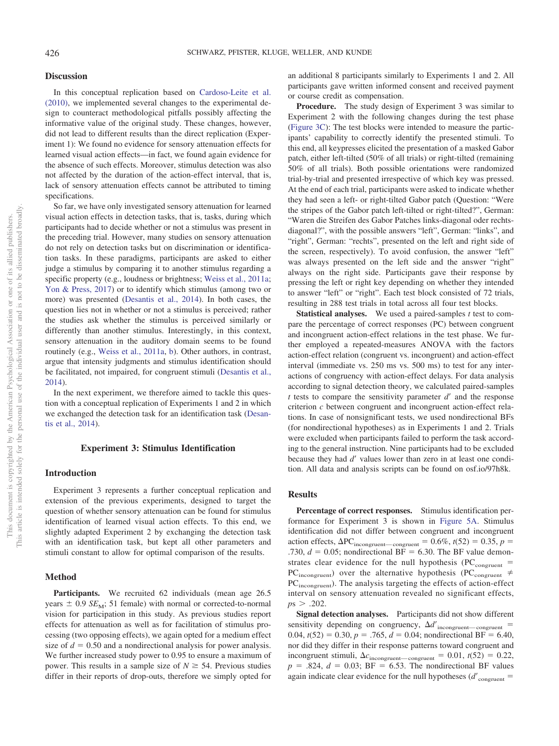## Discussion

In this conceptual replication based on Cardoso-Leite et al. (2010), we implemented several changes to the experimental design to counteract methodological pitfalls possibly affecting the informative value of the original study. These changes, however, did not lead to different results than the direct replication (Experiment 1): We found no evidence for sensory attenuation effects for learned visual action effects—in fact, we found again evidence for the absence of such effects. Moreover, stimulus detection was also not affected by the duration of the action-effect interval, that is, lack of sensory attenuation effects cannot be attributed to timing specifications.

So far, we have only investigated sensory attenuation for learned visual action effects in detection tasks, that is, tasks, during which participants had to decide whether or not a stimulus was present in the preceding trial. However, many studies on sensory attenuation do not rely on detection tasks but on discrimination or identification tasks. In these paradigms, participants are asked to either judge a stimulus by comparing it to another stimulus regarding a specific property (e.g., loudness or brightness; Weiss et al., 2011a; Yon & Press, 2017) or to identify which stimulus (among two or more) was presented (Desantis et al., 2014). In both cases, the question lies not in whether or not a stimulus is perceived; rather the studies ask whether the stimulus is perceived similarly or differently than another stimulus. Interestingly, in this context, sensory attenuation in the auditory domain seems to be found routinely (e.g., Weiss et al., 2011a, b). Other authors, in contrast, argue that intensity judgments and stimulus identification should be facilitated, not impaired, for congruent stimuli (Desantis et al., 2014).

In the next experiment, we therefore aimed to tackle this question with a conceptual replication of Experiments 1 and 2 in which we exchanged the detection task for an identification task (Desantis et al., 2014).

## Experiment 3: Stimulus Identification

### Introduction

Experiment 3 represents a further conceptual replication and extension of the previous experiments, designed to target the question of whether sensory attenuation can be found for stimulus identification of learned visual action effects. To this end, we slightly adapted Experiment 2 by exchanging the detection task with an identification task, but kept all other parameters and stimuli constant to allow for optimal comparison of the results.

### Method

**Participants.** We recruited 62 individuals (mean age 26.5 years ± 0.9 $SE_M$; 51 female) with normal or corrected-to-normal vision for participation in this study. As previous studies report effects for attenuation as well as for facilitation of stimulus processing (two opposing effects), we again opted for a medium effect size of $d = 0.50$ and a nondirectional analysis for power analysis. We further increased study power to 0.95 to ensure a maximum of power. This results in a sample size of $N \geq 54$. Previous studies differ in their reports of drop-outs, therefore we simply opted for an additional 8 participants similarly to Experiments 1 and 2. All participants gave written informed consent and received payment or course credit as compensation.

**Procedure.** The study design of Experiment 3 was similar to Experiment 2 with the following changes during the test phase (Figure 3C): The test blocks were intended to measure the participants' capability to correctly identify the presented stimuli. To this end, all keypresses elicited the presentation of a masked Gabor patch, either left-tilted (50% of all trials) or right-tilted (remaining 50% of all trials). Both possible orientations were randomized trial-by-trial and presented irrespective of which key was pressed. At the end of each trial, participants were asked to indicate whether they had seen a left- or right-tilted Gabor patch (Question: "Were the stripes of the Gabor patch left-tilted or right-tilted?", German: "Waren die Streifen des Gabor Patches links-diagonal oder rechts-diagonal?", with the possible answers "left", German: "links", and "right", German: "rechts", presented on the left and right side of the screen, respectively). To avoid confusion, the answer "left" was always presented on the left side and the answer "right" always on the right side. Participants gave their response by pressing the left or right key depending on whether they intended to answer "left" or "right". Each test block consisted of 72 trials, resulting in 288 test trials in total across all four test blocks.

**Statistical analyses.** We used a paired-samples $t$ test to compare the percentage of correct responses (PC) between congruent and incongruent action-effect relations in the test phase. We further employed a repeated-measures ANOVA with the factors action-effect relation (congruent vs. incongruent) and action-effect interval (immediate vs. 250 ms vs. 500 ms) to test for any interactions of congruency with action-effect delays. For data analysis according to signal detection theory, we calculated paired-samples $t$ tests to compare the sensitivity parameter $d'$ and the response criterion $c$ between congruent and incongruent action-effect relations. In case of nonsignificant tests, we used nondirectional BFs (for nondirectional hypotheses) as in Experiments 1 and 2. Trials were excluded when participants failed to perform the task according to the general instruction. Nine participants had to be excluded because they had $d'$ values lower than zero in at least one condition. All data and analysis scripts can be found on osf.io/97h8k.

### Results

**Percentage of correct responses.** Stimulus identification performance for Experiment 3 is shown in Figure 5A. Stimulus identification did not differ between congruent and incongruent action effects, $\Delta PC_{incongruent—congruent} = 0.6\%$, $t(52) = 0.35$, $p = .730$, $d = 0.05$; nondirectional BF = 6.30. The BF value demonstrates clear evidence for the null hypothesis ($PC_{congruent} = PC_{incongruent}$) over the alternative hypothesis ($PC_{congruent} \neq PC_{incongruent}$). The analysis targeting the effects of action-effect interval on sensory attenuation revealed no significant effects, $ps > .202$.

**Signal detection analyses.** Participants did not show different sensitivity depending on congruency, $\Delta d'_{incongruent—congruent} = 0.04$, $t(52) = 0.30$, $p = .765$, $d = 0.04$; nondirectional BF = 6.40, nor did they differ in their response patterns toward congruent and incongruent stimuli, $\Delta c_{incongruent—congruent} = 0.01$, $t(52) = 0.22$, $p = .824$, $d = 0.03$; BF = 6.53. The nondirectional BF values again indicate clear evidence for the null hypotheses ($d'_{congruent} =$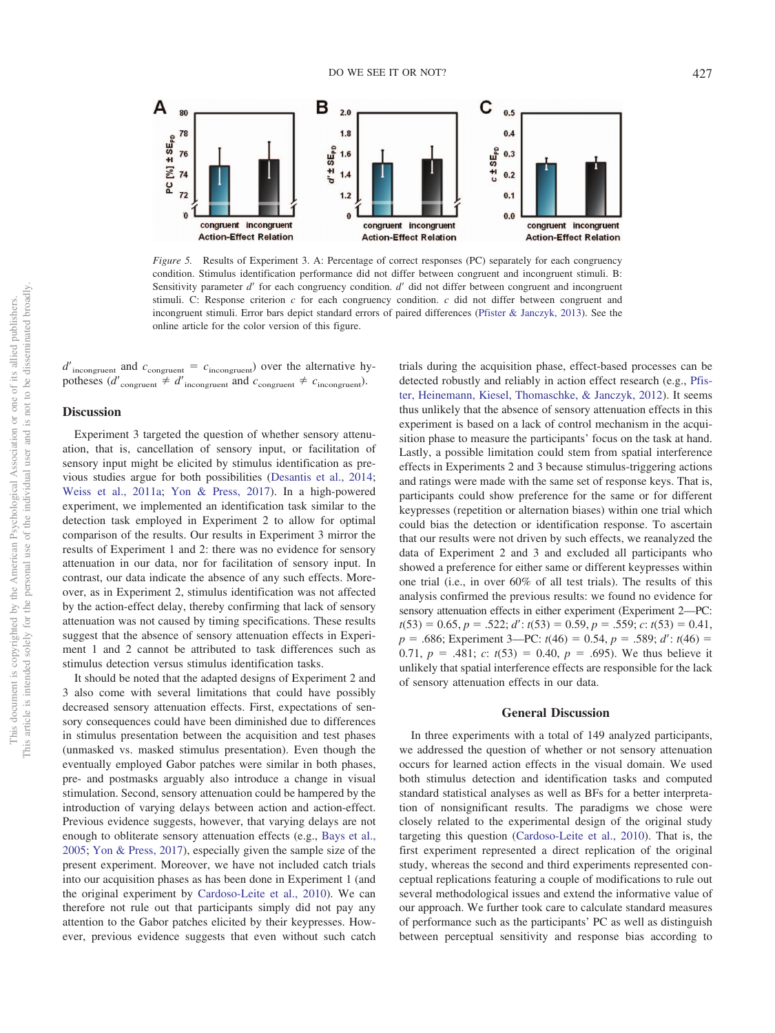A
80
78
76
74
72
0
PC [%] ± SE$_{PD}$
congruent incongruent
Action-Effect Relation

B
2.0
1.8
1.6
1.4
1.2
0
$d'$ ± SE$_{PD}$
congruent incongruent
Action-Effect Relation

C
0.5
0.4
0.3
0.2
0.1
0.0
$c$ ± SE$_{PD}$
congruent incongruent
Action-Effect Relation

*Figure 5.* Results of Experiment 3. A: Percentage of correct responses (PC) separately for each congruency condition. Stimulus identification performance did not differ between congruent and incongruent stimuli. B: Sensitivity parameter $d'$ for each congruency condition. $d'$ did not differ between congruent and incongruent stimuli. C: Response criterion $c$ for each congruency condition. $c$ did not differ between congruent and incongruent stimuli. Error bars depict standard errors of paired differences (Pfister & Janczyk, 2013). See the online article for the color version of this figure.

$d'_{\text{incongruent}}$ and $c_{\text{congruent}} = c_{\text{incongruent}}$) over the alternative hypotheses ($d'_{\text{congruent}} \neq d'_{\text{incongruent}}$ and $c_{\text{congruent}} \neq c_{\text{incongruent}}$).

### Discussion

Experiment 3 targeted the question of whether sensory attenuation, that is, cancellation of sensory input, or facilitation of sensory input might be elicited by stimulus identification as previous studies argue for both possibilities (Desantis et al., 2014; Weiss et al., 2011a; Yon & Press, 2017). In a high-powered experiment, we implemented an identification task similar to the detection task employed in Experiment 2 to allow for optimal comparison of the results. Our results in Experiment 3 mirror the results of Experiment 1 and 2: there was no evidence for sensory attenuation in our data, nor for facilitation of sensory input. In contrast, our data indicate the absence of any such effects. Moreover, as in Experiment 2, stimulus identification was not affected by the action-effect delay, thereby confirming that lack of sensory attenuation was not caused by timing specifications. These results suggest that the absence of sensory attenuation effects in Experiment 1 and 2 cannot be attributed to task differences such as stimulus detection versus stimulus identification tasks.

It should be noted that the adapted designs of Experiment 2 and 3 also come with several limitations that could have possibly decreased sensory attenuation effects. First, expectations of sensory consequences could have been diminished due to differences in stimulus presentation between the acquisition and test phases (unmasked vs. masked stimulus presentation). Even though the eventually employed Gabor patches were similar in both phases, pre- and postmasks arguably also introduce a change in visual stimulation. Second, sensory attenuation could be hampered by the introduction of varying delays between action and action-effect. Previous evidence suggests, however, that varying delays are not enough to obliterate sensory attenuation effects (e.g., Bays et al., 2005; Yon & Press, 2017), especially given the sample size of the present experiment. Moreover, we have not included catch trials into our acquisition phases as has been done in Experiment 1 (and the original experiment by Cardoso-Leite et al., 2010). We can therefore not rule out that participants simply did not pay any attention to the Gabor patches elicited by their keypresses. However, previous evidence suggests that even without such catch trials during the acquisition phase, effect-based processes can be detected robustly and reliably in action effect research (e.g., Pfister, Heinemann, Kiesel, Thomaschke, & Janczyk, 2012). It seems thus unlikely that the absence of sensory attenuation effects in this experiment is based on a lack of control mechanism in the acquisition phase to measure the participants' focus on the task at hand. Lastly, a possible limitation could stem from spatial interference effects in Experiments 2 and 3 because stimulus-triggering actions and ratings were made with the same set of response keys. That is, participants could show preference for the same or for different keypresses (repetition or alternation biases) within one trial which could bias the detection or identification response. To ascertain that our results were not driven by such effects, we reanalyzed the data of Experiment 2 and 3 and excluded all participants who showed a preference for either same or different keypresses within one trial (i.e., in over 60% of all test trials). The results of this analysis confirmed the previous results: we found no evidence for sensory attenuation effects in either experiment (Experiment 2—PC: $t(53) = 0.65$, $p = .522$; $d'$: $t(53) = 0.59$, $p = .559$; $c$: $t(53) = 0.41$, $p = .686$; Experiment 3—PC: $t(46) = 0.54$, $p = .589$; $d'$: $t(46) = 0.71$, $p = .481$; $c$: $t(53) = 0.40$, $p = .695$). We thus believe it unlikely that spatial interference effects are responsible for the lack of sensory attenuation effects in our data.

## General Discussion

In three experiments with a total of 149 analyzed participants, we addressed the question of whether or not sensory attenuation occurs for learned action effects in the visual domain. We used both stimulus detection and identification tasks and computed standard statistical analyses as well as BFs for a better interpretation of nonsignificant results. The paradigms we chose were closely related to the experimental design of the original study targeting this question (Cardoso-Leite et al., 2010). That is, the first experiment represented a direct replication of the original study, whereas the second and third experiments represented conceptual replications featuring a couple of modifications to rule out several methodological issues and extend the informative value of our approach. We further took care to calculate standard measures of performance such as the participants' PC as well as distinguish between perceptual sensitivity and response bias according to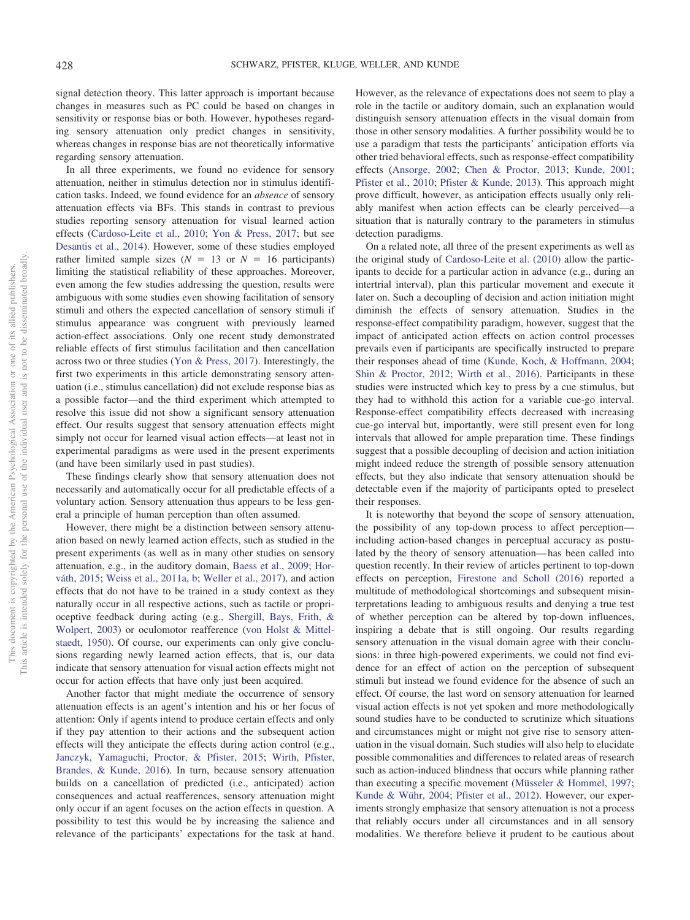signal detection theory. This latter approach is important because changes in measures such as PC could be based on changes in sensitivity or response bias or both. However, hypotheses regarding sensory attenuation only predict changes in sensitivity, whereas changes in response bias are not theoretically informative regarding sensory attenuation.

In all three experiments, we found no evidence for sensory attenuation, neither in stimulus detection nor in stimulus identification tasks. Indeed, we found evidence for an *absence* of sensory attenuation effects via BFs. This stands in contrast to previous studies reporting sensory attenuation for visual learned action effects (Cardoso-Leite et al., 2010; Yon & Press, 2017; but see Desantis et al., 2014). However, some of these studies employed rather limited sample sizes ($N = 13$ or $N = 16$ participants) limiting the statistical reliability of these approaches. Moreover, even among the few studies addressing the question, results were ambiguous with some studies even showing facilitation of sensory stimuli and others the expected cancellation of sensory stimuli if stimulus appearance was congruent with previously learned action-effect associations. Only one recent study demonstrated reliable effects of first stimulus facilitation and then cancellation across two or three studies (Yon & Press, 2017). Interestingly, the first two experiments in this article demonstrating sensory attenuation (i.e., stimulus cancellation) did not exclude response bias as a possible factor—and the third experiment which attempted to resolve this issue did not show a significant sensory attenuation effect. Our results suggest that sensory attenuation effects might simply not occur for learned visual action effects—at least not in experimental paradigms as were used in the present experiments (and have been similarly used in past studies).

These findings clearly show that sensory attenuation does not necessarily and automatically occur for all predictable effects of a voluntary action. Sensory attenuation thus appears to be less general a principle of human perception than often assumed.

However, there might be a distinction between sensory attenuation based on newly learned action effects, such as studied in the present experiments (as well as in many other studies on sensory attenuation, e.g., in the auditory domain, Baess et al., 2009; Horváth, 2015; Weiss et al., 2011a, b; Weller et al., 2017), and action effects that do not have to be trained in a study context as they naturally occur in all respective actions, such as tactile or proprioceptive feedback during acting (e.g., Shergill, Bays, Frith, & Wolpert, 2003) or oculomotor reafference (von Holst & Mittelstaedt, 1950). Of course, our experiments can only give conclusions regarding newly learned action effects, that is, our data indicate that sensory attenuation for visual action effects might not occur for action effects that have only just been acquired.

Another factor that might mediate the occurrence of sensory attenuation effects is an agent's intention and his or her focus of attention: Only if agents intend to produce certain effects and only if they pay attention to their actions and the subsequent action effects will they anticipate the effects during action control (e.g., Janczyk, Yamaguchi, Proctor, & Pfister, 2015; Wirth, Pfister, Brandes, & Kunde, 2016). In turn, because sensory attenuation builds on a cancellation of predicted (i.e., anticipated) action consequences and actual reafferences, sensory attenuation might only occur if an agent focuses on the action effects in question. A possibility to test this would be by increasing the salience and relevance of the participants' expectations for the task at hand. However, as the relevance of expectations does not seem to play a role in the tactile or auditory domain, such an explanation would distinguish sensory attenuation effects in the visual domain from those in other sensory modalities. A further possibility would be to use a paradigm that tests the participants' anticipation efforts via other tried behavioral effects, such as response-effect compatibility effects (Ansorge, 2002; Chen & Proctor, 2013; Kunde, 2001; Pfister et al., 2010; Pfister & Kunde, 2013). This approach might prove difficult, however, as anticipation effects usually only reliably manifest when action effects can be clearly perceived—a situation that is naturally contrary to the parameters in stimulus detection paradigms.

On a related note, all three of the present experiments as well as the original study of Cardoso-Leite et al. (2010) allow the participants to decide for a particular action in advance (e.g., during an intertrial interval), plan this particular movement and execute it later on. Such a decoupling of decision and action initiation might diminish the effects of sensory attenuation. Studies in the response-effect compatibility paradigm, however, suggest that the impact of anticipated action effects on action control processes prevails even if participants are specifically instructed to prepare their responses ahead of time (Kunde, Koch, & Hoffmann, 2004; Shin & Proctor, 2012; Wirth et al., 2016). Participants in these studies were instructed which key to press by a cue stimulus, but they had to withhold this action for a variable cue-go interval. Response-effect compatibility effects decreased with increasing cue-go interval but, importantly, were still present even for long intervals that allowed for ample preparation time. These findings suggest that a possible decoupling of decision and action initiation might indeed reduce the strength of possible sensory attenuation effects, but they also indicate that sensory attenuation should be detectable even if the majority of participants opted to preselect their responses.

It is noteworthy that beyond the scope of sensory attenuation, the possibility of any top-down process to affect perception—including action-based changes in perceptual accuracy as postulated by the theory of sensory attenuation—has been called into question recently. In their review of articles pertinent to top-down effects on perception, Firestone and Scholl (2016) reported a multitude of methodological shortcomings and subsequent misinterpretations leading to ambiguous results and denying a true test of whether perception can be altered by top-down influences, inspiring a debate that is still ongoing. Our results regarding sensory attenuation in the visual domain agree with their conclusions: in three high-powered experiments, we could not find evidence for an effect of action on the perception of subsequent stimuli but instead we found evidence for the absence of such an effect. Of course, the last word on sensory attenuation for learned visual action effects is not yet spoken and more methodologically sound studies have to be conducted to scrutinize which situations and circumstances might or might not give rise to sensory attenuation in the visual domain. Such studies will also help to elucidate possible commonalities and differences to related areas of research such as action-induced blindness that occurs while planning rather than executing a specific movement (Müsseler & Hommel, 1997; Kunde & Wühr, 2004; Pfister et al., 2012). However, our experiments strongly emphasize that sensory attenuation is not a process that reliably occurs under all circumstances and in all sensory modalities. We therefore believe it prudent to be cautious about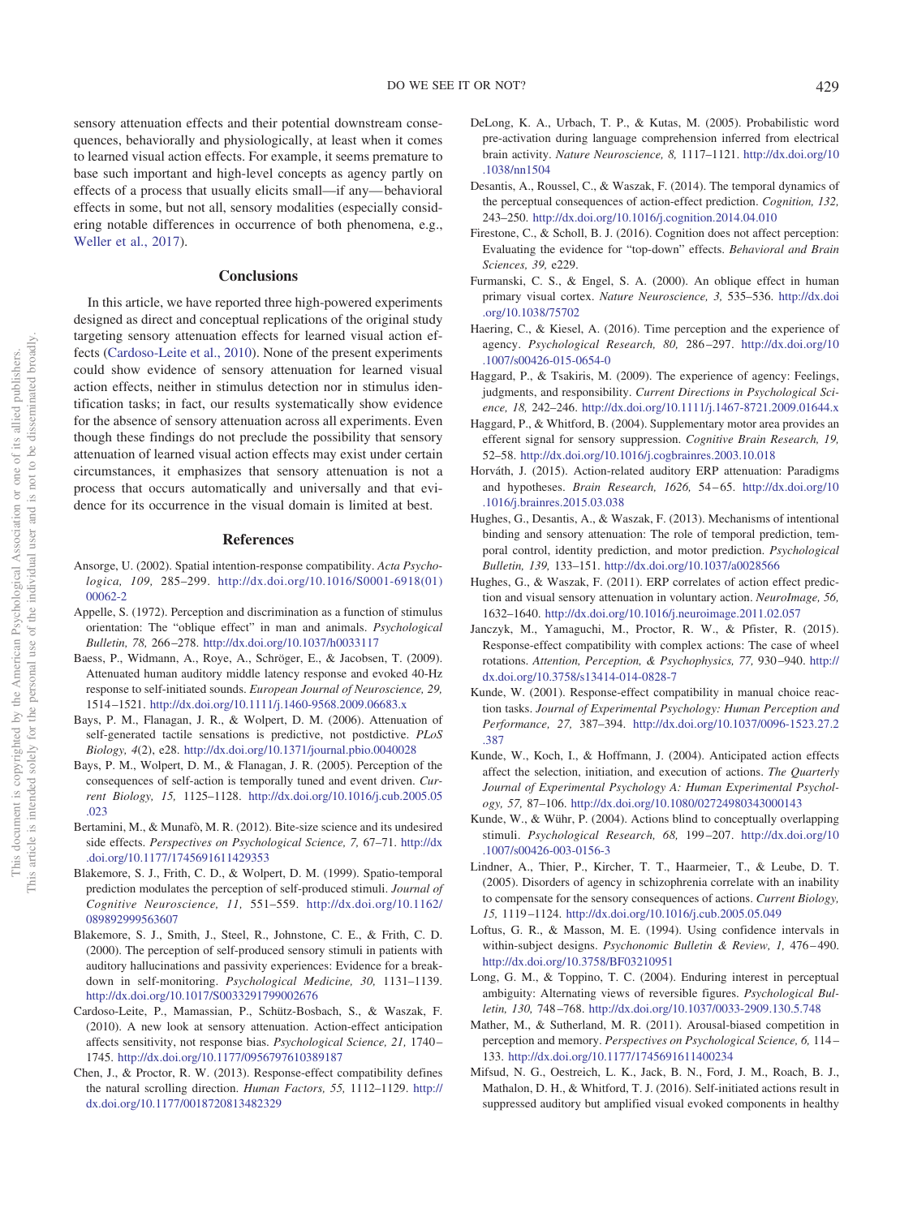sensory attenuation effects and their potential downstream consequences, behaviorally and physiologically, at least when it comes to learned visual action effects. For example, it seems premature to base such important and high-level concepts as agency partly on effects of a process that usually elicits small—if any—behavioral effects in some, but not all, sensory modalities (especially considering notable differences in occurrence of both phenomena, e.g., Weller et al., 2017).

## Conclusions

In this article, we have reported three high-powered experiments designed as direct and conceptual replications of the original study targeting sensory attenuation effects for learned visual action effects (Cardoso-Leite et al., 2010). None of the present experiments could show evidence of sensory attenuation for learned visual action effects, neither in stimulus detection nor in stimulus identification tasks; in fact, our results systematically show evidence for the absence of sensory attenuation across all experiments. Even though these findings do not preclude the possibility that sensory attenuation of learned visual action effects may exist under certain circumstances, it emphasizes that sensory attenuation is not a process that occurs automatically and universally and that evidence for its occurrence in the visual domain is limited at best.

## References

Ansorge, U. (2002). Spatial intention-response compatibility. *Acta Psychologica, 109,* 285–299. http://dx.doi.org/10.1016/S0001-6918(01)00062-2

Appelle, S. (1972). Perception and discrimination as a function of stimulus orientation: The "oblique effect" in man and animals. *Psychological Bulletin, 78,* 266–278. http://dx.doi.org/10.1037/h0033117

Baess, P., Widmann, A., Roye, A., Schröger, E., & Jacobsen, T. (2009). Attenuated human auditory middle latency response and evoked 40-Hz response to self-initiated sounds. *European Journal of Neuroscience, 29,* 1514–1521. http://dx.doi.org/10.1111/j.1460-9568.2009.06683.x

Bays, P. M., Flanagan, J. R., & Wolpert, D. M. (2006). Attenuation of self-generated tactile sensations is predictive, not postdictive. *PLoS Biology, 4*(2), e28. http://dx.doi.org/10.1371/journal.pbio.0040028

Bays, P. M., Wolpert, D. M., & Flanagan, J. R. (2005). Perception of the consequences of self-action is temporally tuned and event driven. *Current Biology, 15,* 1125–1128. http://dx.doi.org/10.1016/j.cub.2005.05.023

Bertamini, M., & Munafò, M. R. (2012). Bite-size science and its undesired side effects. *Perspectives on Psychological Science, 7,* 67–71. http://dx.doi.org/10.1177/1745691611429353

Blakemore, S. J., Frith, C. D., & Wolpert, D. M. (1999). Spatio-temporal prediction modulates the perception of self-produced stimuli. *Journal of Cognitive Neuroscience, 11,* 551–559. http://dx.doi.org/10.1162/089892999563607

Blakemore, S. J., Smith, J., Steel, R., Johnstone, C. E., & Frith, C. D. (2000). The perception of self-produced sensory stimuli in patients with auditory hallucinations and passivity experiences: Evidence for a breakdown in self-monitoring. *Psychological Medicine, 30,* 1131–1139. http://dx.doi.org/10.1017/S0033291799002676

Cardoso-Leite, P., Mamassian, P., Schütz-Bosbach, S., & Waszak, F. (2010). A new look at sensory attenuation. Action-effect anticipation affects sensitivity, not response bias. *Psychological Science, 21,* 1740–1745. http://dx.doi.org/10.1177/0956797610389187

Chen, J., & Proctor, R. W. (2013). Response-effect compatibility defines the natural scrolling direction. *Human Factors, 55,* 1112–1129. http://dx.doi.org/10.1177/0018720813482329

DeLong, K. A., Urbach, T. P., & Kutas, M. (2005). Probabilistic word pre-activation during language comprehension inferred from electrical brain activity. *Nature Neuroscience, 8,* 1117–1121. http://dx.doi.org/10.1038/nn1504

Desantis, A., Roussel, C., & Waszak, F. (2014). The temporal dynamics of the perceptual consequences of action-effect prediction. *Cognition, 132,* 243–250. http://dx.doi.org/10.1016/j.cognition.2014.04.010

Firestone, C., & Scholl, B. J. (2016). Cognition does not affect perception: Evaluating the evidence for "top-down" effects. *Behavioral and Brain Sciences, 39,* e229.

Furmanski, C. S., & Engel, S. A. (2000). An oblique effect in human primary visual cortex. *Nature Neuroscience, 3,* 535–536. http://dx.doi.org/10.1038/75702

Haering, C., & Kiesel, A. (2016). Time perception and the experience of agency. *Psychological Research, 80,* 286–297. http://dx.doi.org/10.1007/s00426-015-0654-0

Haggard, P., & Tsakiris, M. (2009). The experience of agency: Feelings, judgments, and responsibility. *Current Directions in Psychological Science, 18,* 242–246. http://dx.doi.org/10.1111/j.1467-8721.2009.01644.x

Haggard, P., & Whitford, B. (2004). Supplementary motor area provides an efferent signal for sensory suppression. *Cognitive Brain Research, 19,* 52–58. http://dx.doi.org/10.1016/j.cogbrainres.2003.10.018

Horváth, J. (2015). Action-related auditory ERP attenuation: Paradigms and hypotheses. *Brain Research, 1626,* 54–65. http://dx.doi.org/10.1016/j.brainres.2015.03.038

Hughes, G., Desantis, A., & Waszak, F. (2013). Mechanisms of intentional binding and sensory attenuation: The role of temporal prediction, temporal control, identity prediction, and motor prediction. *Psychological Bulletin, 139,* 133–151. http://dx.doi.org/10.1037/a0028566

Hughes, G., & Waszak, F. (2011). ERP correlates of action effect prediction and visual sensory attenuation in voluntary action. *NeuroImage, 56,* 1632–1640. http://dx.doi.org/10.1016/j.neuroimage.2011.02.057

Janczyk, M., Yamaguchi, M., Proctor, R. W., & Pfister, R. (2015). Response-effect compatibility with complex actions: The case of wheel rotations. *Attention, Perception, & Psychophysics, 77,* 930–940. http://dx.doi.org/10.3758/s13414-014-0828-7

Kunde, W. (2001). Response-effect compatibility in manual choice reaction tasks. *Journal of Experimental Psychology: Human Perception and Performance, 27,* 387–394. http://dx.doi.org/10.1037/0096-1523.27.2.387

Kunde, W., Koch, I., & Hoffmann, J. (2004). Anticipated action effects affect the selection, initiation, and execution of actions. *The Quarterly Journal of Experimental Psychology A: Human Experimental Psychology, 57,* 87–106. http://dx.doi.org/10.1080/02724980343000143

Kunde, W., & Wühr, P. (2004). Actions blind to conceptually overlapping stimuli. *Psychological Research, 68,* 199–207. http://dx.doi.org/10.1007/s00426-003-0156-3

Lindner, A., Thier, P., Kircher, T. T., Haarmeier, T., & Leube, D. T. (2005). Disorders of agency in schizophrenia correlate with an inability to compensate for the sensory consequences of actions. *Current Biology, 15,* 1119–1124. http://dx.doi.org/10.1016/j.cub.2005.05.049

Loftus, G. R., & Masson, M. E. (1994). Using confidence intervals in within-subject designs. *Psychonomic Bulletin & Review, 1,* 476–490. http://dx.doi.org/10.3758/BF03210951

Long, G. M., & Toppino, T. C. (2004). Enduring interest in perceptual ambiguity: Alternating views of reversible figures. *Psychological Bulletin, 130,* 748–768. http://dx.doi.org/10.1037/0033-2909.130.5.748

Mather, M., & Sutherland, M. R. (2011). Arousal-biased competition in perception and memory. *Perspectives on Psychological Science, 6,* 114–133. http://dx.doi.org/10.1177/1745691611400234

Mifsud, N. G., Oestreich, L. K., Jack, B. N., Ford, J. M., Roach, B. J., Mathalon, D. H., & Whitford, T. J. (2016). Self-initiated actions result in suppressed auditory but amplified visual evoked components in healthy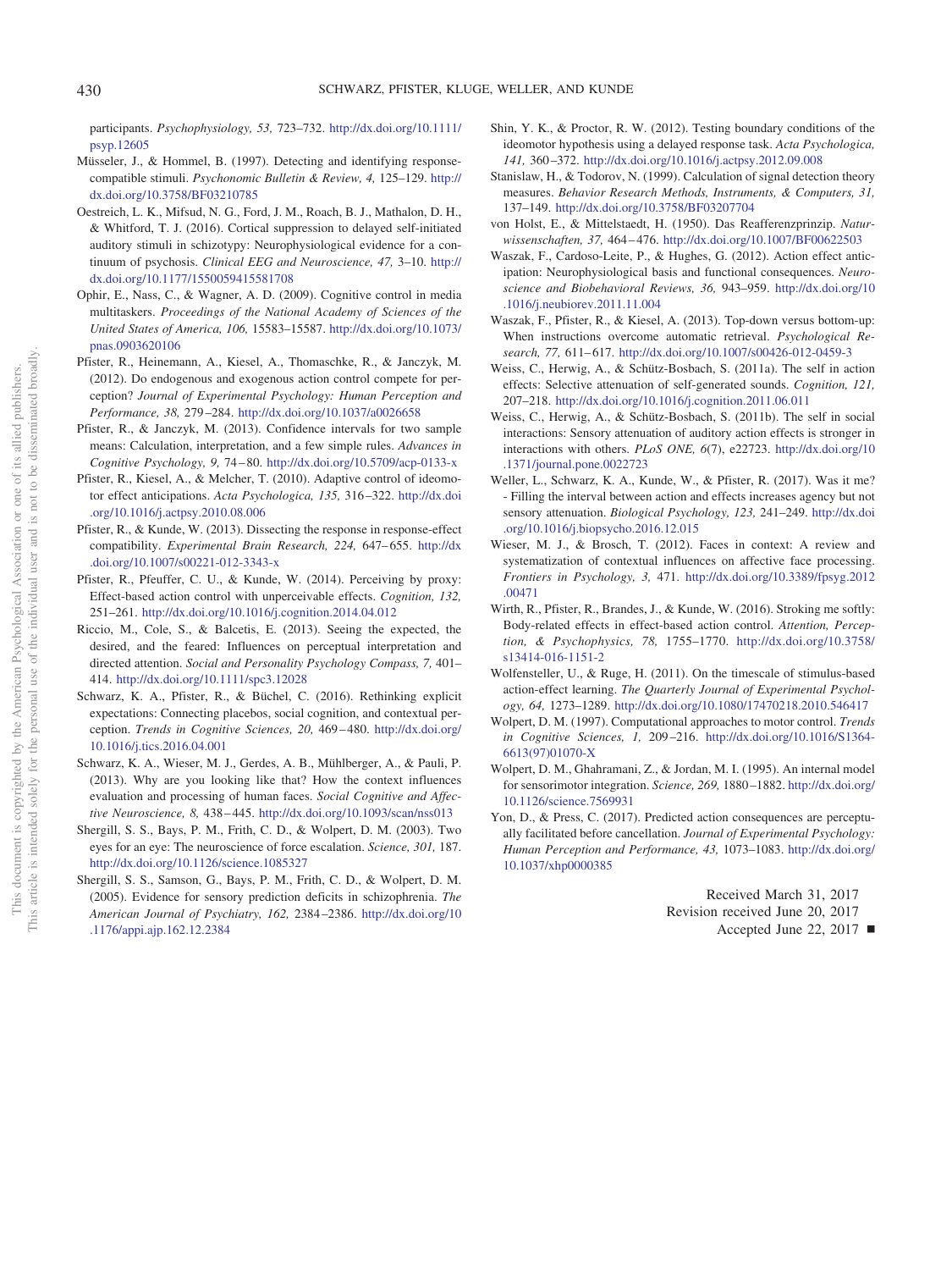participants. *Psychophysiology, 53,* 723–732. http://dx.doi.org/10.1111/psyp.12605

Müsseler, J., & Hommel, B. (1997). Detecting and identifying response-compatible stimuli. *Psychonomic Bulletin & Review, 4,* 125–129. http://dx.doi.org/10.3758/BF03210785

Oestreich, L. K., Mifsud, N. G., Ford, J. M., Roach, B. J., Mathalon, D. H., & Whitford, T. J. (2016). Cortical suppression to delayed self-initiated auditory stimuli in schizotypy: Neurophysiological evidence for a continuum of psychosis. *Clinical EEG and Neuroscience, 47,* 3–10. http://dx.doi.org/10.1177/1550059415581708

Ophir, E., Nass, C., & Wagner, A. D. (2009). Cognitive control in media multitaskers. *Proceedings of the National Academy of Sciences of the United States of America, 106,* 15583–15587. http://dx.doi.org/10.1073/pnas.0903620106

Pfister, R., Heinemann, A., Kiesel, A., Thomaschke, R., & Janczyk, M. (2012). Do endogenous and exogenous action control compete for perception? *Journal of Experimental Psychology: Human Perception and Performance, 38,* 279–284. http://dx.doi.org/10.1037/a0026658

Pfister, R., & Janczyk, M. (2013). Confidence intervals for two sample means: Calculation, interpretation, and a few simple rules. *Advances in Cognitive Psychology, 9,* 74–80. http://dx.doi.org/10.5709/acp-0133-x

Pfister, R., Kiesel, A., & Melcher, T. (2010). Adaptive control of ideomotor effect anticipations. *Acta Psychologica, 135,* 316–322. http://dx.doi.org/10.1016/j.actpsy.2010.08.006

Pfister, R., & Kunde, W. (2013). Dissecting the response in response-effect compatibility. *Experimental Brain Research, 224,* 647–655. http://dx.doi.org/10.1007/s00221-012-3343-x

Pfister, R., Pfeuffer, C. U., & Kunde, W. (2014). Perceiving by proxy: Effect-based action control with unperceivable effects. *Cognition, 132,* 251–261. http://dx.doi.org/10.1016/j.cognition.2014.04.012

Riccio, M., Cole, S., & Balcetis, E. (2013). Seeing the expected, the desired, and the feared: Influences on perceptual interpretation and directed attention. *Social and Personality Psychology Compass, 7,* 401–414. http://dx.doi.org/10.1111/spc3.12028

Schwarz, K. A., Pfister, R., & Büchel, C. (2016). Rethinking explicit expectations: Connecting placebos, social cognition, and contextual perception. *Trends in Cognitive Sciences, 20,* 469–480. http://dx.doi.org/10.1016/j.tics.2016.04.001

Schwarz, K. A., Wieser, M. J., Gerdes, A. B., Mühlberger, A., & Pauli, P. (2013). Why are you looking like that? How the context influences evaluation and processing of human faces. *Social Cognitive and Affective Neuroscience, 8,* 438–445. http://dx.doi.org/10.1093/scan/nss013

Shergill, S. S., Bays, P. M., Frith, C. D., & Wolpert, D. M. (2003). Two eyes for an eye: The neuroscience of force escalation. *Science, 301,* 187. http://dx.doi.org/10.1126/science.1085327

Shergill, S. S., Samson, G., Bays, P. M., Frith, C. D., & Wolpert, D. M. (2005). Evidence for sensory prediction deficits in schizophrenia. *The American Journal of Psychiatry, 162,* 2384–2386. http://dx.doi.org/10.1176/appi.ajp.162.12.2384

Shin, Y. K., & Proctor, R. W. (2012). Testing boundary conditions of the ideomotor hypothesis using a delayed response task. *Acta Psychologica, 141,* 360–372. http://dx.doi.org/10.1016/j.actpsy.2012.09.008

Stanislaw, H., & Todorov, N. (1999). Calculation of signal detection theory measures. *Behavior Research Methods, Instruments, & Computers, 31,* 137–149. http://dx.doi.org/10.3758/BF03207704

von Holst, E., & Mittelstaedt, H. (1950). Das Reafferenzprinzip. *Naturwissenschaften, 37,* 464–476. http://dx.doi.org/10.1007/BF00622503

Waszak, F., Cardoso-Leite, P., & Hughes, G. (2012). Action effect anticipation: Neurophysiological basis and functional consequences. *Neuroscience and Biobehavioral Reviews, 36,* 943–959. http://dx.doi.org/10.1016/j.neubiorev.2011.11.004

Waszak, F., Pfister, R., & Kiesel, A. (2013). Top-down versus bottom-up: When instructions overcome automatic retrieval. *Psychological Research, 77,* 611–617. http://dx.doi.org/10.1007/s00426-012-0459-3

Weiss, C., Herwig, A., & Schütz-Bosbach, S. (2011a). The self in action effects: Selective attenuation of self-generated sounds. *Cognition, 121,* 207–218. http://dx.doi.org/10.1016/j.cognition.2011.06.011

Weiss, C., Herwig, A., & Schütz-Bosbach, S. (2011b). The self in social interactions: Sensory attenuation of auditory action effects is stronger in interactions with others. *PLoS ONE, 6*(7), e22723. http://dx.doi.org/10.1371/journal.pone.0022723

Weller, L., Schwarz, K. A., Kunde, W., & Pfister, R. (2017). Was it me? - Filling the interval between action and effects increases agency but not sensory attenuation. *Biological Psychology, 123,* 241–249. http://dx.doi.org/10.1016/j.biopsycho.2016.12.015

Wieser, M. J., & Brosch, T. (2012). Faces in context: A review and systematization of contextual influences on affective face processing. *Frontiers in Psychology, 3,* 471. http://dx.doi.org/10.3389/fpsyg.2012.00471

Wirth, R., Pfister, R., Brandes, J., & Kunde, W. (2016). Stroking me softly: Body-related effects in effect-based action control. *Attention, Perception, & Psychophysics, 78,* 1755–1770. http://dx.doi.org/10.3758/s13414-016-1151-2

Wolfensteller, U., & Ruge, H. (2011). On the timescale of stimulus-based action-effect learning. *The Quarterly Journal of Experimental Psychology, 64,* 1273–1289. http://dx.doi.org/10.1080/17470218.2010.546417

Wolpert, D. M. (1997). Computational approaches to motor control. *Trends in Cognitive Sciences, 1,* 209–216. http://dx.doi.org/10.1016/S1364-6613(97)01070-X

Wolpert, D. M., Ghahramani, Z., & Jordan, M. I. (1995). An internal model for sensorimotor integration. *Science, 269,* 1880–1882. http://dx.doi.org/10.1126/science.7569931

Yon, D., & Press, C. (2017). Predicted action consequences are perceptually facilitated before cancellation. *Journal of Experimental Psychology: Human Perception and Performance, 43,* 1073–1083. http://dx.doi.org/10.1037/xhp0000385

Received March 31, 2017
Revision received June 20, 2017
Accepted June 22, 2017 ■